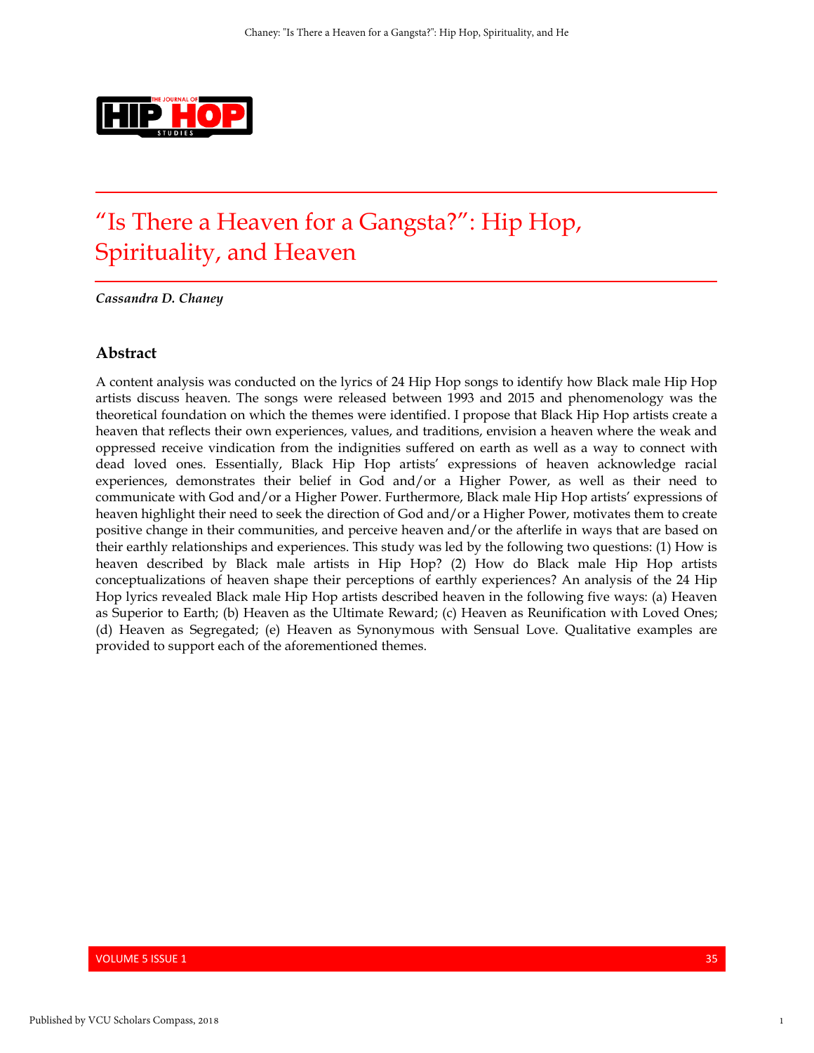# “Is There a Heaven for a Gangsta?”: Hip Hop, Spirituality, and Heaven

***Cassandra D. Chaney***

## Abstract

A content analysis was conducted on the lyrics of 24 Hip Hop songs to identify how Black male Hip Hop artists discuss heaven. The songs were released between 1993 and 2015 and phenomenology was the theoretical foundation on which the themes were identified. I propose that Black Hip Hop artists create a heaven that reflects their own experiences, values, and traditions, envision a heaven where the weak and oppressed receive vindication from the indignities suffered on earth as well as a way to connect with dead loved ones. Essentially, Black Hip Hop artists’ expressions of heaven acknowledge racial experiences, demonstrates their belief in God and/or a Higher Power, as well as their need to communicate with God and/or a Higher Power. Furthermore, Black male Hip Hop artists’ expressions of heaven highlight their need to seek the direction of God and/or a Higher Power, motivates them to create positive change in their communities, and perceive heaven and/or the afterlife in ways that are based on their earthly relationships and experiences. This study was led by the following two questions: (1) How is heaven described by Black male artists in Hip Hop? (2) How do Black male Hip Hop artists conceptualizations of heaven shape their perceptions of earthly experiences? An analysis of the 24 Hip Hop lyrics revealed Black male Hip Hop artists described heaven in the following five ways: (a) Heaven as Superior to Earth; (b) Heaven as the Ultimate Reward; (c) Heaven as Reunification with Loved Ones; (d) Heaven as Segregated; (e) Heaven as Synonymous with Sensual Love. Qualitative examples are provided to support each of the aforementioned themes.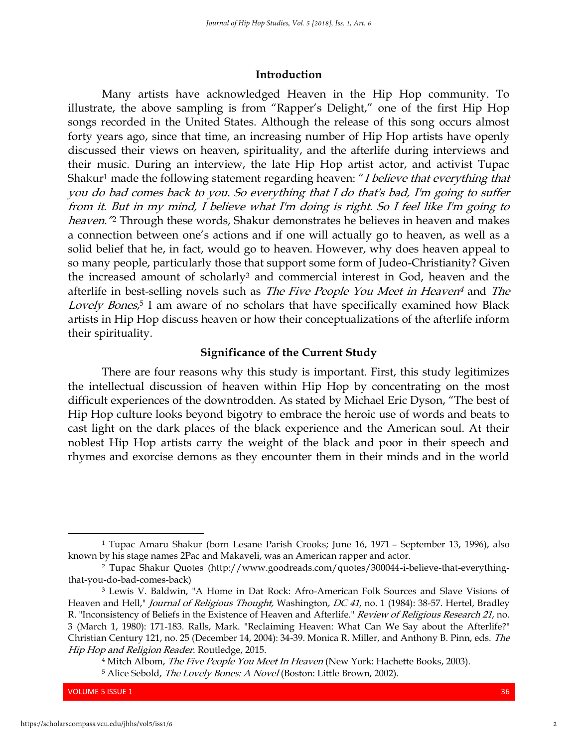## Introduction

Many artists have acknowledged Heaven in the Hip Hop community. To illustrate, the above sampling is from "Rapper's Delight," one of the first Hip Hop songs recorded in the United States. Although the release of this song occurs almost forty years ago, since that time, an increasing number of Hip Hop artists have openly discussed their views on heaven, spirituality, and the afterlife during interviews and their music. During an interview, the late Hip Hop artist actor, and activist Tupac Shakur[1] made the following statement regarding heaven: "*I believe that everything that you do bad comes back to you. So everything that I do that's bad, I'm going to suffer from it. But in my mind, I believe what I'm doing is right. So I feel like I'm going to heaven."*[2] Through these words, Shakur demonstrates he believes in heaven and makes a connection between one's actions and if one will actually go to heaven, as well as a solid belief that he, in fact, would go to heaven. However, why does heaven appeal to so many people, particularly those that support some form of Judeo-Christianity? Given the increased amount of scholarly[3] and commercial interest in God, heaven and the afterlife in best-selling novels such as *The Five People You Meet in Heaven*[4] and *The Lovely Bones*,[5] I am aware of no scholars that have specifically examined how Black artists in Hip Hop discuss heaven or how their conceptualizations of the afterlife inform their spirituality.

## Significance of the Current Study

There are four reasons why this study is important. First, this study legitimizes the intellectual discussion of heaven within Hip Hop by concentrating on the most difficult experiences of the downtrodden. As stated by Michael Eric Dyson, "The best of Hip Hop culture looks beyond bigotry to embrace the heroic use of words and beats to cast light on the dark places of the black experience and the American soul. At their noblest Hip Hop artists carry the weight of the black and poor in their speech and rhymes and exorcise demons as they encounter them in their minds and in the world

---

[1] Tupac Amaru Shakur (born Lesane Parish Crooks; June 16, 1971 – September 13, 1996), also known by his stage names 2Pac and Makaveli, was an American rapper and actor.

[2] Tupac Shakur Quotes (http://www.goodreads.com/quotes/300044-i-believe-that-everything-that-you-do-bad-comes-back)

[3] Lewis V. Baldwin, "A Home in Dat Rock: Afro-American Folk Sources and Slave Visions of Heaven and Hell," *Journal of Religious Thought*, Washington, *DC 41*, no. 1 (1984): 38-57. Hertel, Bradley R. "Inconsistency of Beliefs in the Existence of Heaven and Afterlife." *Review of Religious Research 21*, no. 3 (March 1, 1980): 171-183. Ralls, Mark. "Reclaiming Heaven: What Can We Say about the Afterlife?" Christian Century 121, no. 25 (December 14, 2004): 34-39. Monica R. Miller, and Anthony B. Pinn, eds. *The Hip Hop and Religion Reader*. Routledge, 2015.

[4] Mitch Albom, *The Five People You Meet In Heaven* (New York: Hachette Books, 2003).

[5] Alice Sebold, *The Lovely Bones: A Novel* (Boston: Little Brown, 2002).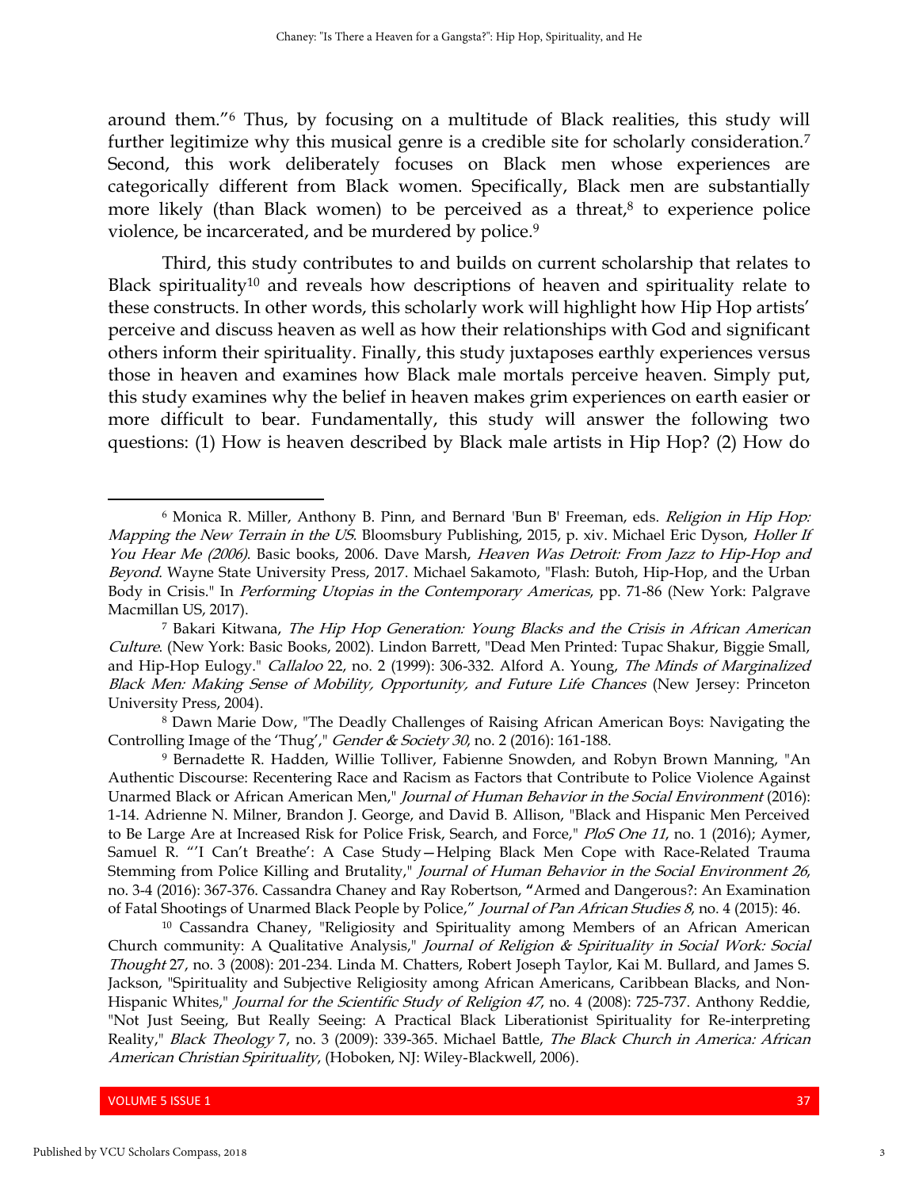around them."[6] Thus, by focusing on a multitude of Black realities, this study will further legitimize why this musical genre is a credible site for scholarly consideration.[7] Second, this work deliberately focuses on Black men whose experiences are categorically different from Black women. Specifically, Black men are substantially more likely (than Black women) to be perceived as a threat,[8] to experience police violence, be incarcerated, and be murdered by police.[9]

Third, this study contributes to and builds on current scholarship that relates to Black spirituality[10] and reveals how descriptions of heaven and spirituality relate to these constructs. In other words, this scholarly work will highlight how Hip Hop artists' perceive and discuss heaven as well as how their relationships with God and significant others inform their spirituality. Finally, this study juxtaposes earthly experiences versus those in heaven and examines how Black male mortals perceive heaven. Simply put, this study examines why the belief in heaven makes grim experiences on earth easier or more difficult to bear. Fundamentally, this study will answer the following two questions: (1) How is heaven described by Black male artists in Hip Hop? (2) How do

---

[6] Monica R. Miller, Anthony B. Pinn, and Bernard 'Bun B' Freeman, eds. *Religion in Hip Hop: Mapping the New Terrain in the US*. Bloomsbury Publishing, 2015, p. xiv. Michael Eric Dyson, *Holler If You Hear Me (2006)*. Basic books, 2006. Dave Marsh, *Heaven Was Detroit: From Jazz to Hip-Hop and Beyond*. Wayne State University Press, 2017. Michael Sakamoto, "Flash: Butoh, Hip-Hop, and the Urban Body in Crisis." In *Performing Utopias in the Contemporary Americas*, pp. 71-86 (New York: Palgrave Macmillan US, 2017).

[7] Bakari Kitwana, *The Hip Hop Generation: Young Blacks and the Crisis in African American Culture*. (New York: Basic Books, 2002). Lindon Barrett, "Dead Men Printed: Tupac Shakur, Biggie Small, and Hip-Hop Eulogy." *Callaloo* 22, no. 2 (1999): 306-332. Alford A. Young, *The Minds of Marginalized Black Men: Making Sense of Mobility, Opportunity, and Future Life Chances* (New Jersey: Princeton University Press, 2004).

[8] Dawn Marie Dow, "The Deadly Challenges of Raising African American Boys: Navigating the Controlling Image of the 'Thug'," *Gender & Society 30*, no. 2 (2016): 161-188.

[9] Bernadette R. Hadden, Willie Tolliver, Fabienne Snowden, and Robyn Brown Manning, "An Authentic Discourse: Recentering Race and Racism as Factors that Contribute to Police Violence Against Unarmed Black or African American Men," *Journal of Human Behavior in the Social Environment* (2016): 1-14. Adrienne N. Milner, Brandon J. George, and David B. Allison, "Black and Hispanic Men Perceived to Be Large Are at Increased Risk for Police Frisk, Search, and Force," *PloS One 11*, no. 1 (2016); Aymer, Samuel R. "'I Can't Breathe': A Case Study—Helping Black Men Cope with Race-Related Trauma Stemming from Police Killing and Brutality," *Journal of Human Behavior in the Social Environment 26*, no. 3-4 (2016): 367-376. Cassandra Chaney and Ray Robertson, **"**Armed and Dangerous?: An Examination of Fatal Shootings of Unarmed Black People by Police," *Journal of Pan African Studies 8*, no. 4 (2015): 46.

[10] Cassandra Chaney, "Religiosity and Spirituality among Members of an African American Church community: A Qualitative Analysis," *Journal of Religion & Spirituality in Social Work: Social Thought* 27, no. 3 (2008): 201-234. Linda M. Chatters, Robert Joseph Taylor, Kai M. Bullard, and James S. Jackson, "Spirituality and Subjective Religiosity among African Americans, Caribbean Blacks, and Non-Hispanic Whites," *Journal for the Scientific Study of Religion 47*, no. 4 (2008): 725-737. Anthony Reddie, "Not Just Seeing, But Really Seeing: A Practical Black Liberationist Spirituality for Re-interpreting Reality," *Black Theology* 7, no. 3 (2009): 339-365. Michael Battle, *The Black Church in America: African American Christian Spirituality*, (Hoboken, NJ: Wiley-Blackwell, 2006).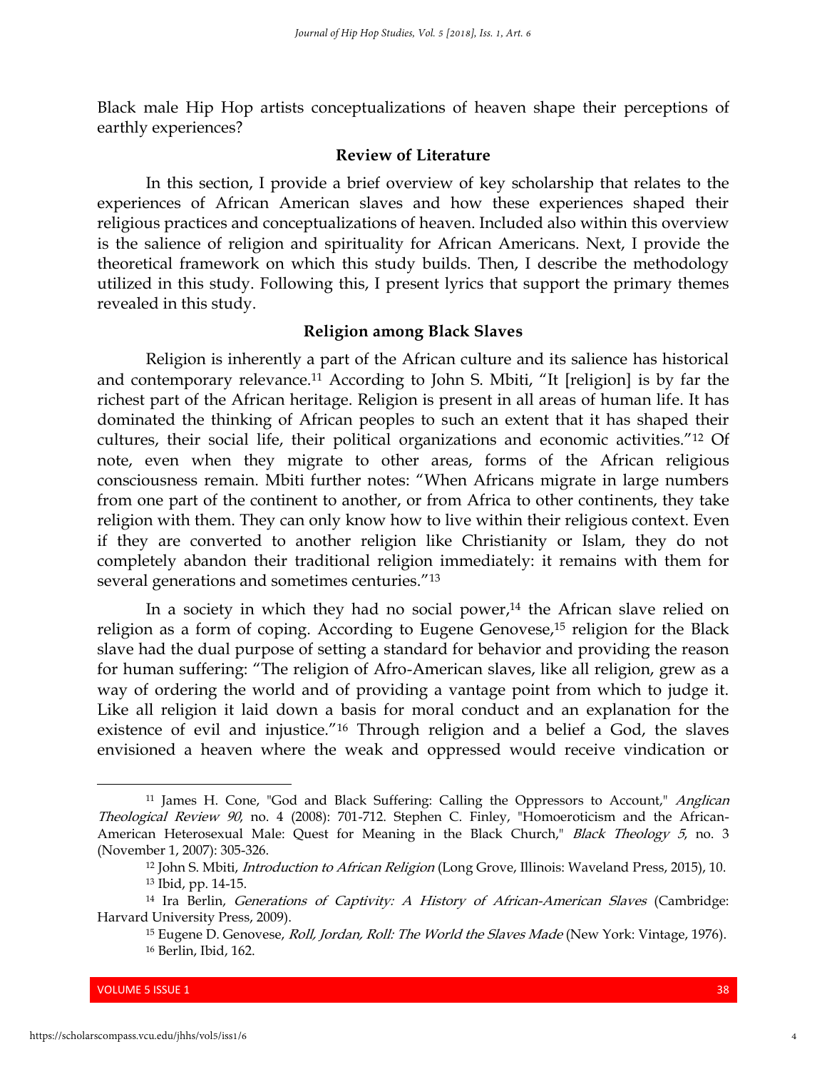Black male Hip Hop artists conceptualizations of heaven shape their perceptions of earthly experiences?

## Review of Literature

In this section, I provide a brief overview of key scholarship that relates to the experiences of African American slaves and how these experiences shaped their religious practices and conceptualizations of heaven. Included also within this overview is the salience of religion and spirituality for African Americans. Next, I provide the theoretical framework on which this study builds. Then, I describe the methodology utilized in this study. Following this, I present lyrics that support the primary themes revealed in this study.

### Religion among Black Slaves

Religion is inherently a part of the African culture and its salience has historical and contemporary relevance.[11] According to John S. Mbiti, "It [religion] is by far the richest part of the African heritage. Religion is present in all areas of human life. It has dominated the thinking of African peoples to such an extent that it has shaped their cultures, their social life, their political organizations and economic activities."[12] Of note, even when they migrate to other areas, forms of the African religious consciousness remain. Mbiti further notes: "When Africans migrate in large numbers from one part of the continent to another, or from Africa to other continents, they take religion with them. They can only know how to live within their religious context. Even if they are converted to another religion like Christianity or Islam, they do not completely abandon their traditional religion immediately: it remains with them for several generations and sometimes centuries."[13]

In a society in which they had no social power,[14] the African slave relied on religion as a form of coping. According to Eugene Genovese,[15] religion for the Black slave had the dual purpose of setting a standard for behavior and providing the reason for human suffering: "The religion of Afro-American slaves, like all religion, grew as a way of ordering the world and of providing a vantage point from which to judge it. Like all religion it laid down a basis for moral conduct and an explanation for the existence of evil and injustice."[16] Through religion and a belief a God, the slaves envisioned a heaven where the weak and oppressed would receive vindication or

---

[11] James H. Cone, "God and Black Suffering: Calling the Oppressors to Account," *Anglican Theological Review 90*, no. 4 (2008): 701-712. Stephen C. Finley, "Homoeroticism and the African-American Heterosexual Male: Quest for Meaning in the Black Church," *Black Theology 5*, no. 3 (November 1, 2007): 305-326.

[12] John S. Mbiti, *Introduction to African Religion* (Long Grove, Illinois: Waveland Press, 2015), 10.

[13] Ibid, pp. 14-15.

[14] Ira Berlin, *Generations of Captivity: A History of African-American Slaves* (Cambridge: Harvard University Press, 2009).

[15] Eugene D. Genovese, *Roll, Jordan, Roll: The World the Slaves Made* (New York: Vintage, 1976).

[16] Berlin, Ibid, 162.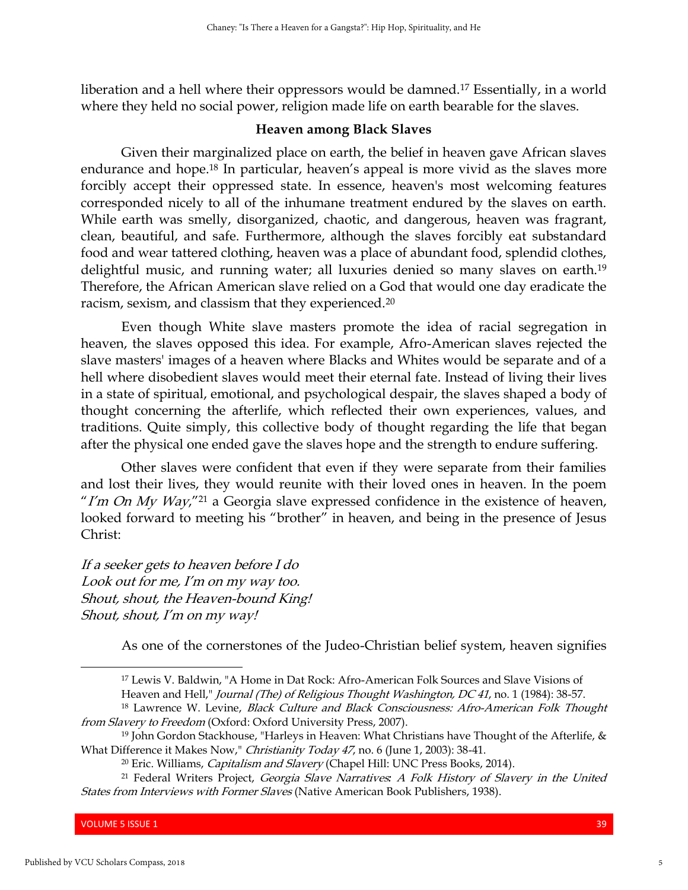liberation and a hell where their oppressors would be damned.[17] Essentially, in a world where they held no social power, religion made life on earth bearable for the slaves.

### Heaven among Black Slaves

Given their marginalized place on earth, the belief in heaven gave African slaves endurance and hope.[18] In particular, heaven's appeal is more vivid as the slaves more forcibly accept their oppressed state. In essence, heaven's most welcoming features corresponded nicely to all of the inhumane treatment endured by the slaves on earth. While earth was smelly, disorganized, chaotic, and dangerous, heaven was fragrant, clean, beautiful, and safe. Furthermore, although the slaves forcibly eat substandard food and wear tattered clothing, heaven was a place of abundant food, splendid clothes, delightful music, and running water; all luxuries denied so many slaves on earth.[19] Therefore, the African American slave relied on a God that would one day eradicate the racism, sexism, and classism that they experienced.[20]

Even though White slave masters promote the idea of racial segregation in heaven, the slaves opposed this idea. For example, Afro-American slaves rejected the slave masters' images of a heaven where Blacks and Whites would be separate and of a hell where disobedient slaves would meet their eternal fate. Instead of living their lives in a state of spiritual, emotional, and psychological despair, the slaves shaped a body of thought concerning the afterlife, which reflected their own experiences, values, and traditions. Quite simply, this collective body of thought regarding the life that began after the physical one ended gave the slaves hope and the strength to endure suffering.

Other slaves were confident that even if they were separate from their families and lost their lives, they would reunite with their loved ones in heaven. In the poem "*I'm On My Way*,"[21] a Georgia slave expressed confidence in the existence of heaven, looked forward to meeting his "brother" in heaven, and being in the presence of Jesus Christ:

*If a seeker gets to heaven before I do*
*Look out for me, I'm on my way too.*
*Shout, shout, the Heaven-bound King!*
*Shout, shout, I'm on my way!*

As one of the cornerstones of the Judeo-Christian belief system, heaven signifies

---

[17] Lewis V. Baldwin, "A Home in Dat Rock: Afro-American Folk Sources and Slave Visions of Heaven and Hell," *Journal (The) of Religious Thought Washington, DC 41*, no. 1 (1984): 38-57.

[18] Lawrence W. Levine, *Black Culture and Black Consciousness: Afro-American Folk Thought from Slavery to Freedom* (Oxford: Oxford University Press, 2007).

[19] John Gordon Stackhouse, "Harleys in Heaven: What Christians have Thought of the Afterlife, & What Difference it Makes Now," *Christianity Today 47*, no. 6 (June 1, 2003): 38-41.

[20] Eric. Williams, *Capitalism and Slavery* (Chapel Hill: UNC Press Books, 2014).

[21] Federal Writers Project, *Georgia Slave Narratives: A Folk History of Slavery in the United States from Interviews with Former Slaves* (Native American Book Publishers, 1938).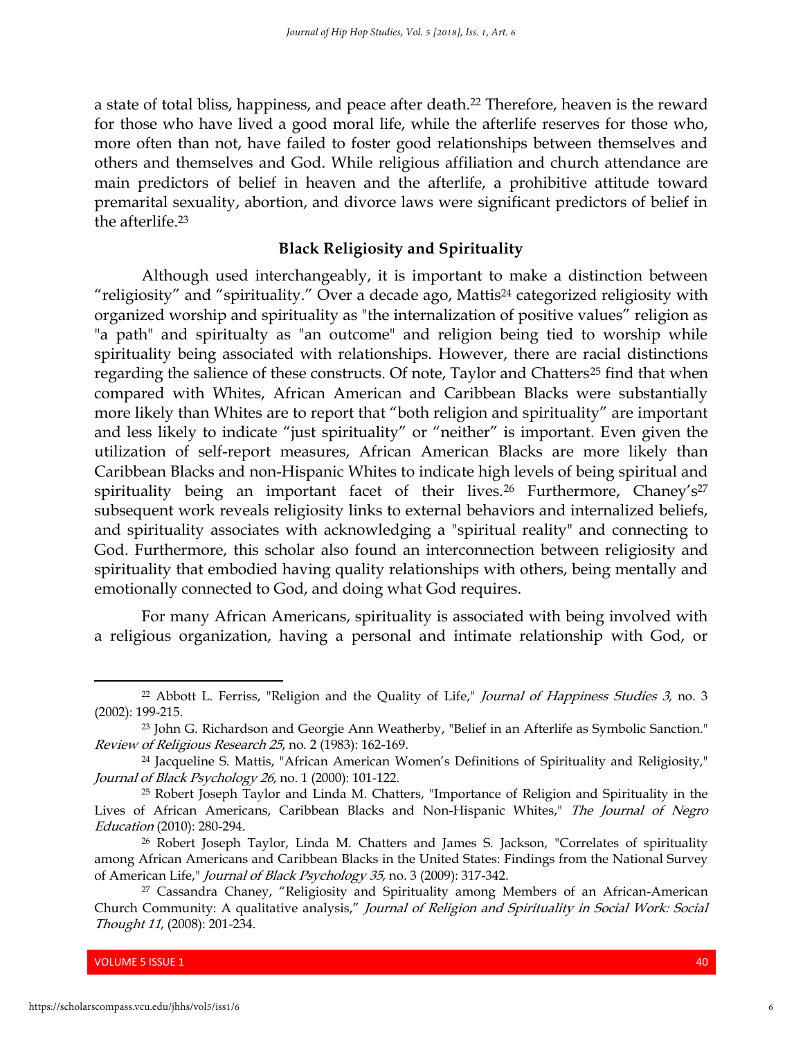a state of total bliss, happiness, and peace after death.[22] Therefore, heaven is the reward for those who have lived a good moral life, while the afterlife reserves for those who, more often than not, have failed to foster good relationships between themselves and others and themselves and God. While religious affiliation and church attendance are main predictors of belief in heaven and the afterlife, a prohibitive attitude toward premarital sexuality, abortion, and divorce laws were significant predictors of belief in the afterlife.[23]

### Black Religiosity and Spirituality

Although used interchangeably, it is important to make a distinction between "religiosity" and "spirituality." Over a decade ago, Mattis[24] categorized religiosity with organized worship and spirituality as "the internalization of positive values" religion as "a path" and spiritualty as "an outcome" and religion being tied to worship while spirituality being associated with relationships. However, there are racial distinctions regarding the salience of these constructs. Of note, Taylor and Chatters[25] find that when compared with Whites, African American and Caribbean Blacks were substantially more likely than Whites are to report that "both religion and spirituality" are important and less likely to indicate "just spirituality" or "neither" is important. Even given the utilization of self-report measures, African American Blacks are more likely than Caribbean Blacks and non-Hispanic Whites to indicate high levels of being spiritual and spirituality being an important facet of their lives.[26] Furthermore, Chaney's[27] subsequent work reveals religiosity links to external behaviors and internalized beliefs, and spirituality associates with acknowledging a "spiritual reality" and connecting to God. Furthermore, this scholar also found an interconnection between religiosity and spirituality that embodied having quality relationships with others, being mentally and emotionally connected to God, and doing what God requires.

For many African Americans, spirituality is associated with being involved with a religious organization, having a personal and intimate relationship with God, or

---

[22] Abbott L. Ferriss, "Religion and the Quality of Life," *Journal of Happiness Studies 3*, no. 3 (2002): 199-215.

[23] John G. Richardson and Georgie Ann Weatherby, "Belief in an Afterlife as Symbolic Sanction." *Review of Religious Research 25*, no. 2 (1983): 162-169.

[24] Jacqueline S. Mattis, "African American Women's Definitions of Spirituality and Religiosity," *Journal of Black Psychology 26*, no. 1 (2000): 101-122.

[25] Robert Joseph Taylor and Linda M. Chatters, "Importance of Religion and Spirituality in the Lives of African Americans, Caribbean Blacks and Non-Hispanic Whites," *The Journal of Negro Education* (2010): 280-294.

[26] Robert Joseph Taylor, Linda M. Chatters and James S. Jackson, "Correlates of spirituality among African Americans and Caribbean Blacks in the United States: Findings from the National Survey of American Life," *Journal of Black Psychology 35*, no. 3 (2009): 317-342.

[27] Cassandra Chaney, "Religiosity and Spirituality among Members of an African-American Church Community: A qualitative analysis," *Journal of Religion and Spirituality in Social Work: Social Thought 11*, (2008): 201-234.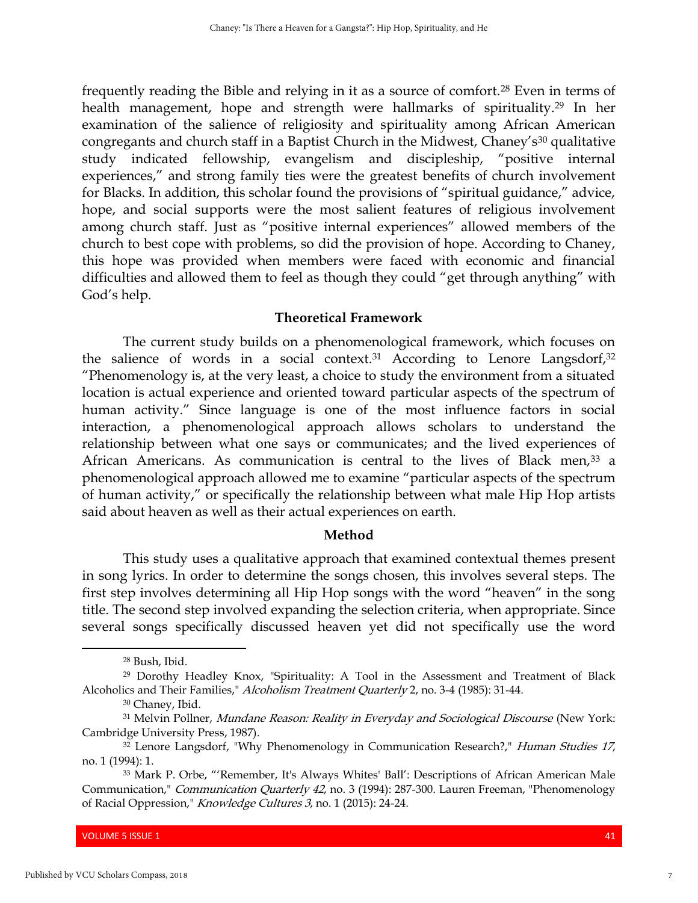frequently reading the Bible and relying in it as a source of comfort.[28] Even in terms of health management, hope and strength were hallmarks of spirituality.[29] In her examination of the salience of religiosity and spirituality among African American congregants and church staff in a Baptist Church in the Midwest, Chaney's[30] qualitative study indicated fellowship, evangelism and discipleship, "positive internal experiences," and strong family ties were the greatest benefits of church involvement for Blacks. In addition, this scholar found the provisions of "spiritual guidance," advice, hope, and social supports were the most salient features of religious involvement among church staff. Just as "positive internal experiences" allowed members of the church to best cope with problems, so did the provision of hope. According to Chaney, this hope was provided when members were faced with economic and financial difficulties and allowed them to feel as though they could "get through anything" with God's help.

### Theoretical Framework

The current study builds on a phenomenological framework, which focuses on the salience of words in a social context.[31] According to Lenore Langsdorf,[32] "Phenomenology is, at the very least, a choice to study the environment from a situated location is actual experience and oriented toward particular aspects of the spectrum of human activity." Since language is one of the most influence factors in social interaction, a phenomenological approach allows scholars to understand the relationship between what one says or communicates; and the lived experiences of African Americans. As communication is central to the lives of Black men,[33] a phenomenological approach allowed me to examine "particular aspects of the spectrum of human activity," or specifically the relationship between what male Hip Hop artists said about heaven as well as their actual experiences on earth.

### Method

This study uses a qualitative approach that examined contextual themes present in song lyrics. In order to determine the songs chosen, this involves several steps. The first step involves determining all Hip Hop songs with the word "heaven" in the song title. The second step involved expanding the selection criteria, when appropriate. Since several songs specifically discussed heaven yet did not specifically use the word

---

[28] Bush, Ibid.

[29] Dorothy Headley Knox, "Spirituality: A Tool in the Assessment and Treatment of Black Alcoholics and Their Families," *Alcoholism Treatment Quarterly* 2, no. 3-4 (1985): 31-44.

[30] Chaney, Ibid.

[31] Melvin Pollner, *Mundane Reason: Reality in Everyday and Sociological Discourse* (New York: Cambridge University Press, 1987).

[32] Lenore Langsdorf, "Why Phenomenology in Communication Research?," *Human Studies 17*, no. 1 (1994): 1.

[33] Mark P. Orbe, "'Remember, It's Always Whites' Ball': Descriptions of African American Male Communication," *Communication Quarterly 42*, no. 3 (1994): 287-300. Lauren Freeman, "Phenomenology of Racial Oppression," *Knowledge Cultures 3*, no. 1 (2015): 24-24.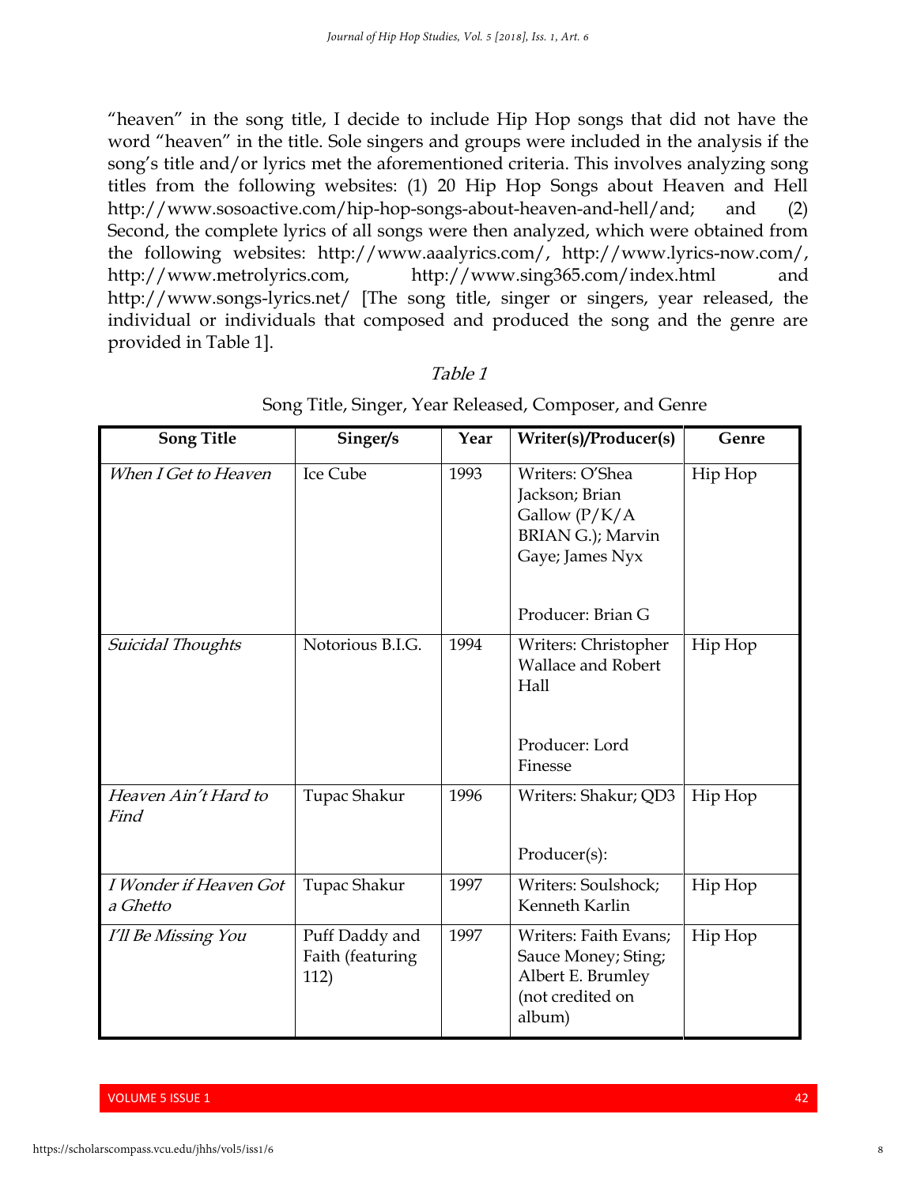"heaven" in the song title, I decide to include Hip Hop songs that did not have the word "heaven" in the title. Sole singers and groups were included in the analysis if the song's title and/or lyrics met the aforementioned criteria. This involves analyzing song titles from the following websites: (1) 20 Hip Hop Songs about Heaven and Hell http://www.sosoactive.com/hip-hop-songs-about-heaven-and-hell/and; and (2) Second, the complete lyrics of all songs were then analyzed, which were obtained from the following websites: http://www.aaalyrics.com/, http://www.lyrics-now.com/, http://www.metrolyrics.com, http://www.sing365.com/index.html and http://www.songs-lyrics.net/ [The song title, singer or singers, year released, the individual or individuals that composed and produced the song and the genre are provided in Table 1].

*Table 1*

Song Title, Singer, Year Released, Composer, and Genre

| Song Title | Singer/s | Year | Writer(s)/Producer(s) | Genre |
|---|---|---|---|---|
| *When I Get to Heaven* | Ice Cube | 1993 | Writers: O'Shea Jackson; Brian Gallow (P/K/A BRIAN G.); Marvin Gaye; James Nyx<br><br>Producer: Brian G | Hip Hop |
| *Suicidal Thoughts* | Notorious B.I.G. | 1994 | Writers: Christopher Wallace and Robert Hall<br><br>Producer: Lord Finesse | Hip Hop |
| *Heaven Ain't Hard to Find* | Tupac Shakur | 1996 | Writers: Shakur; QD3<br><br>Producer(s): | Hip Hop |
| *I Wonder if Heaven Got a Ghetto* | Tupac Shakur | 1997 | Writers: Soulshock; Kenneth Karlin | Hip Hop |
| *I'll Be Missing You* | Puff Daddy and Faith (featuring 112) | 1997 | Writers: Faith Evans; Sauce Money; Sting; Albert E. Brumley (not credited on album) | Hip Hop |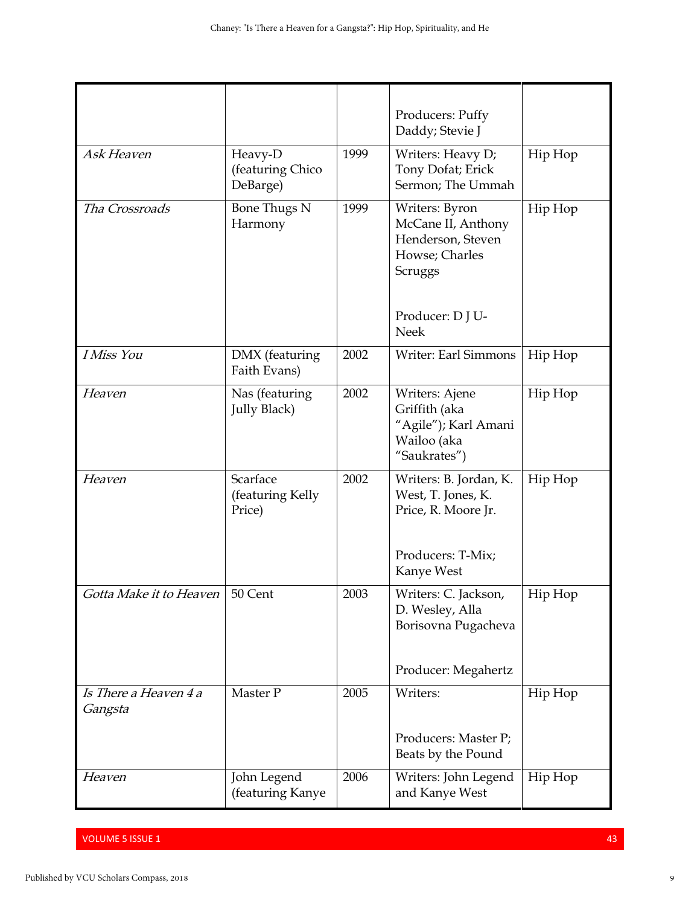| | | | | |
|---|---|---|---|---|
| | | | Producers: Puffy Daddy; Stevie J | |
| *Ask Heaven* | Heavy-D (featuring Chico DeBarge) | 1999 | Writers: Heavy D; Tony Dofat; Erick Sermon; The Ummah | Hip Hop |
| *Tha Crossroads* | Bone Thugs N Harmony | 1999 | Writers: Byron McCane II, Anthony Henderson, Steven Howse; Charles Scruggs<br><br>Producer: D J U-Neek | Hip Hop |
| *I Miss You* | DMX (featuring Faith Evans) | 2002 | Writer: Earl Simmons | Hip Hop |
| *Heaven* | Nas (featuring Jully Black) | 2002 | Writers: Ajene Griffith (aka "Agile"); Karl Amani Wailoo (aka "Saukrates") | Hip Hop |
| *Heaven* | Scarface (featuring Kelly Price) | 2002 | Writers: B. Jordan, K. West, T. Jones, K. Price, R. Moore Jr.<br><br>Producers: T-Mix; Kanye West | Hip Hop |
| *Gotta Make it to Heaven* | 50 Cent | 2003 | Writers: C. Jackson, D. Wesley, Alla Borisovna Pugacheva<br><br>Producer: Megahertz | Hip Hop |
| *Is There a Heaven 4 a Gangsta* | Master P | 2005 | Writers:<br><br>Producers: Master P; Beats by the Pound | Hip Hop |
| *Heaven* | John Legend (featuring Kanye | 2006 | Writers: John Legend and Kanye West | Hip Hop |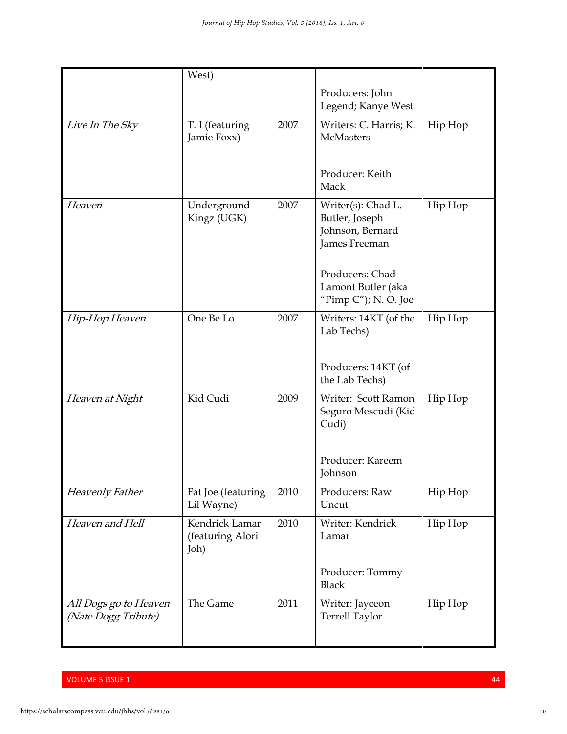| | West) | | Producers: John Legend; Kanye West | |
|---|---|---|---|---|
| *Live In The Sky* | T. I (featuring Jamie Foxx) | 2007 | Writers: C. Harris; K. McMasters<br><br>Producer: Keith Mack | Hip Hop |
| *Heaven* | Underground Kingz (UGK) | 2007 | Writer(s): Chad L. Butler, Joseph Johnson, Bernard James Freeman<br><br>Producers: Chad Lamont Butler (aka "Pimp C"); N. O. Joe | Hip Hop |
| *Hip-Hop Heaven* | One Be Lo | 2007 | Writers: 14KT (of the Lab Techs)<br><br>Producers: 14KT (of the Lab Techs) | Hip Hop |
| *Heaven at Night* | Kid Cudi | 2009 | Writer: Scott Ramon Seguro Mescudi (Kid Cudi)<br><br>Producer: Kareem Johnson | Hip Hop |
| *Heavenly Father* | Fat Joe (featuring Lil Wayne) | 2010 | Producers: Raw Uncut | Hip Hop |
| *Heaven and Hell* | Kendrick Lamar (featuring Alori Joh) | 2010 | Writer: Kendrick Lamar<br><br>Producer: Tommy Black | Hip Hop |
| *All Dogs go to Heaven (Nate Dogg Tribute)* | The Game | 2011 | Writer: Jayceon Terrell Taylor | Hip Hop |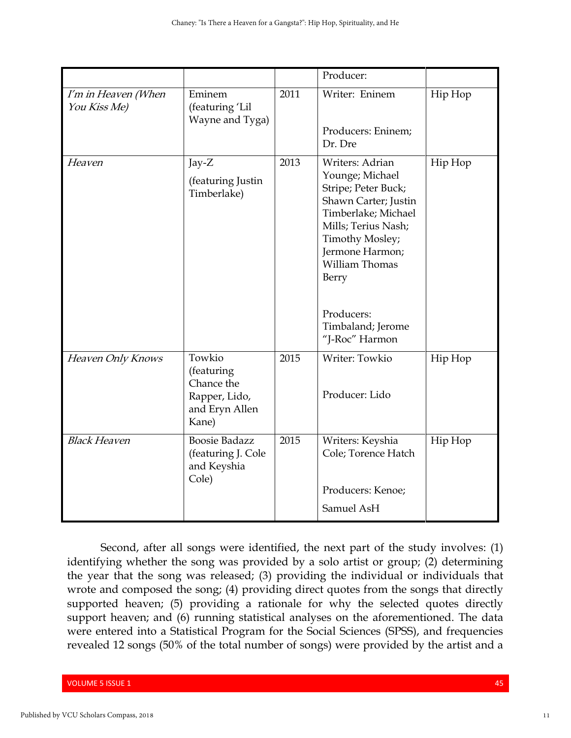| | | | Producer: | |
|---|---|---|---|---|
| *I'm in Heaven (When You Kiss Me)* | Eminem (featuring 'Lil Wayne and Tyga) | 2011 | Writer: Eninem<br><br>Producers: Eninem; Dr. Dre | Hip Hop |
| *Heaven* | Jay-Z (featuring Justin Timberlake) | 2013 | Writers: Adrian Younge; Michael Stripe; Peter Buck; Shawn Carter; Justin Timberlake; Michael Mills; Terius Nash; Timothy Mosley; Jermone Harmon; William Thomas Berry<br><br>Producers: Timbaland; Jerome "J-Roc" Harmon | Hip Hop |
| *Heaven Only Knows* | Towkio (featuring Chance the Rapper, Lido, and Eryn Allen Kane) | 2015 | Writer: Towkio<br><br>Producer: Lido | Hip Hop |
| *Black Heaven* | Boosie Badazz (featuring J. Cole and Keyshia Cole) | 2015 | Writers: Keyshia Cole; Torence Hatch<br><br>Producers: Kenoe; Samuel AsH | Hip Hop |

Second, after all songs were identified, the next part of the study involves: (1) identifying whether the song was provided by a solo artist or group; (2) determining the year that the song was released; (3) providing the individual or individuals that wrote and composed the song; (4) providing direct quotes from the songs that directly supported heaven; (5) providing a rationale for why the selected quotes directly support heaven; and (6) running statistical analyses on the aforementioned. The data were entered into a Statistical Program for the Social Sciences (SPSS), and frequencies revealed 12 songs (50% of the total number of songs) were provided by the artist and a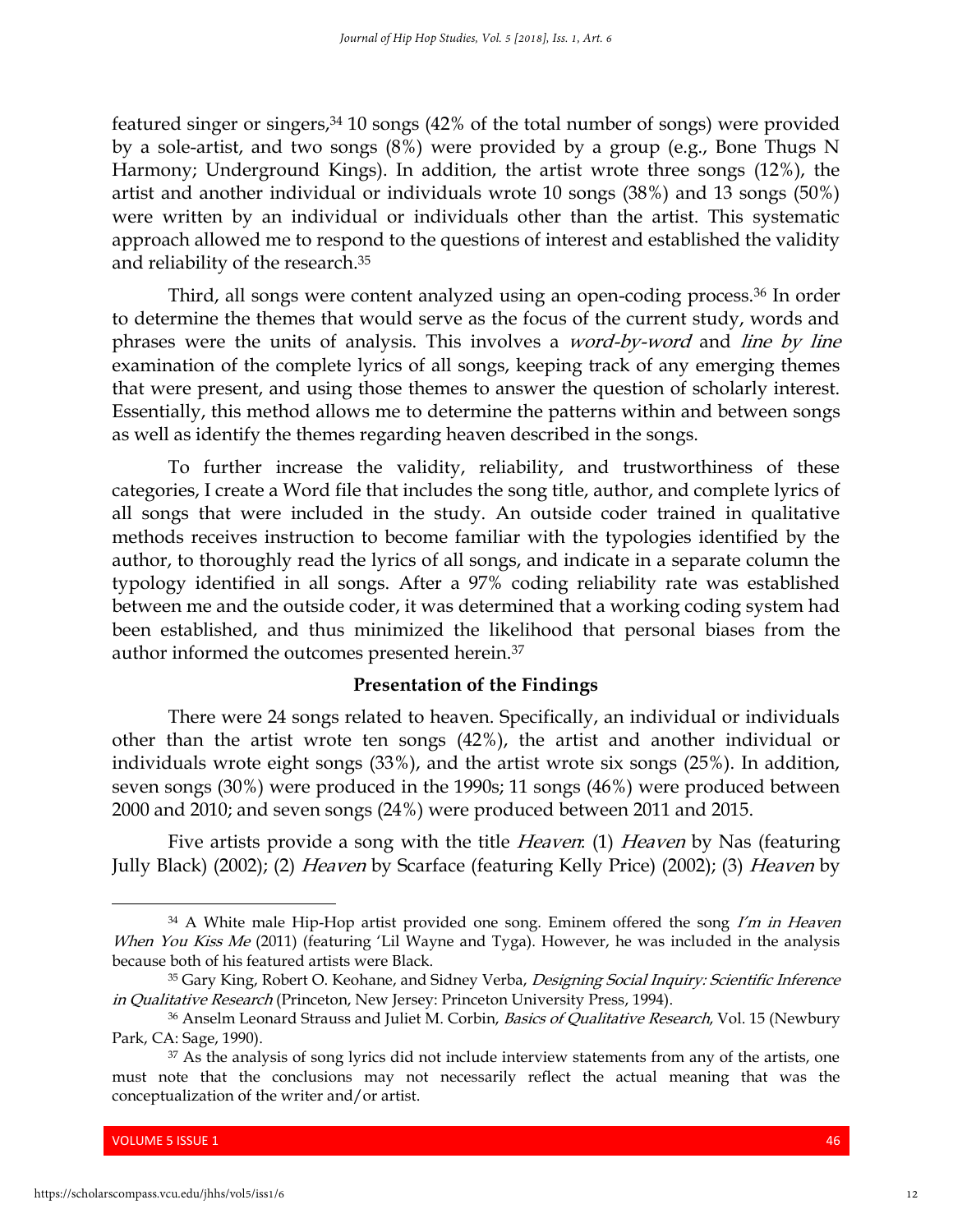featured singer or singers,[34] 10 songs (42% of the total number of songs) were provided by a sole-artist, and two songs (8%) were provided by a group (e.g., Bone Thugs N Harmony; Underground Kings). In addition, the artist wrote three songs (12%), the artist and another individual or individuals wrote 10 songs (38%) and 13 songs (50%) were written by an individual or individuals other than the artist. This systematic approach allowed me to respond to the questions of interest and established the validity and reliability of the research.[35]

Third, all songs were content analyzed using an open-coding process.[36] In order to determine the themes that would serve as the focus of the current study, words and phrases were the units of analysis. This involves a *word-by-word* and *line by line* examination of the complete lyrics of all songs, keeping track of any emerging themes that were present, and using those themes to answer the question of scholarly interest. Essentially, this method allows me to determine the patterns within and between songs as well as identify the themes regarding heaven described in the songs.

To further increase the validity, reliability, and trustworthiness of these categories, I create a Word file that includes the song title, author, and complete lyrics of all songs that were included in the study. An outside coder trained in qualitative methods receives instruction to become familiar with the typologies identified by the author, to thoroughly read the lyrics of all songs, and indicate in a separate column the typology identified in all songs. After a 97% coding reliability rate was established between me and the outside coder, it was determined that a working coding system had been established, and thus minimized the likelihood that personal biases from the author informed the outcomes presented herein.[37]

## Presentation of the Findings

There were 24 songs related to heaven. Specifically, an individual or individuals other than the artist wrote ten songs (42%), the artist and another individual or individuals wrote eight songs (33%), and the artist wrote six songs (25%). In addition, seven songs (30%) were produced in the 1990s; 11 songs (46%) were produced between 2000 and 2010; and seven songs (24%) were produced between 2011 and 2015.

Five artists provide a song with the title *Heaven*: (1) *Heaven* by Nas (featuring Jully Black) (2002); (2) *Heaven* by Scarface (featuring Kelly Price) (2002); (3) *Heaven* by

---

[34] A White male Hip-Hop artist provided one song. Eminem offered the song *I'm in Heaven When You Kiss Me* (2011) (featuring 'Lil Wayne and Tyga). However, he was included in the analysis because both of his featured artists were Black.

[35] Gary King, Robert O. Keohane, and Sidney Verba, *Designing Social Inquiry: Scientific Inference in Qualitative Research* (Princeton, New Jersey: Princeton University Press, 1994).

[36] Anselm Leonard Strauss and Juliet M. Corbin, *Basics of Qualitative Research*, Vol. 15 (Newbury Park, CA: Sage, 1990).

[37] As the analysis of song lyrics did not include interview statements from any of the artists, one must note that the conclusions may not necessarily reflect the actual meaning that was the conceptualization of the writer and/or artist.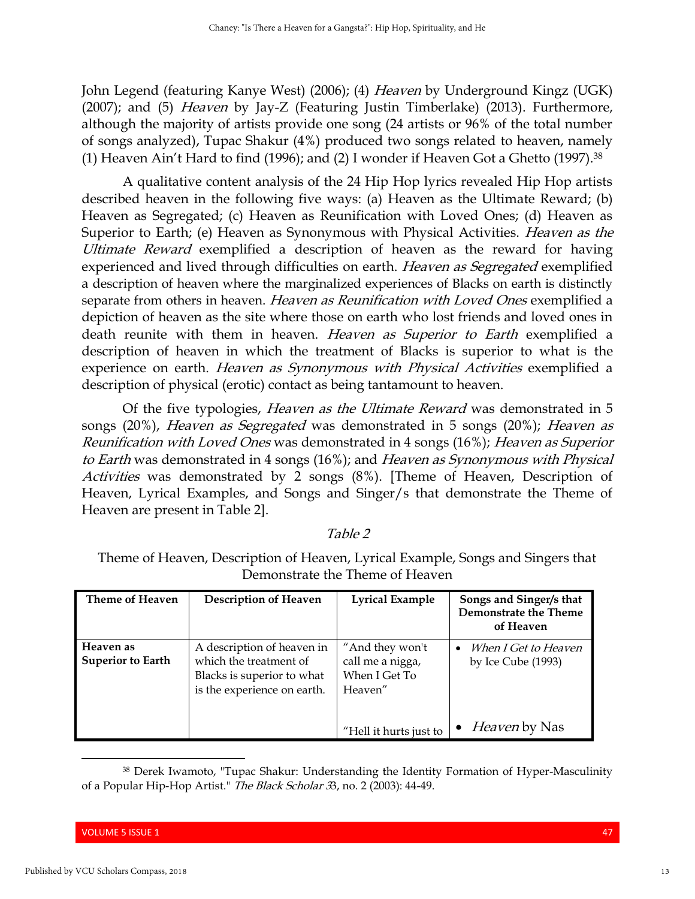John Legend (featuring Kanye West) (2006); (4) *Heaven* by Underground Kingz (UGK) (2007); and (5) *Heaven* by Jay-Z (Featuring Justin Timberlake) (2013). Furthermore, although the majority of artists provide one song (24 artists or 96% of the total number of songs analyzed), Tupac Shakur (4%) produced two songs related to heaven, namely (1) Heaven Ain't Hard to find (1996); and (2) I wonder if Heaven Got a Ghetto (1997).[38]

A qualitative content analysis of the 24 Hip Hop lyrics revealed Hip Hop artists described heaven in the following five ways: (a) Heaven as the Ultimate Reward; (b) Heaven as Segregated; (c) Heaven as Reunification with Loved Ones; (d) Heaven as Superior to Earth; (e) Heaven as Synonymous with Physical Activities. *Heaven as the Ultimate Reward* exemplified a description of heaven as the reward for having experienced and lived through difficulties on earth. *Heaven as Segregated* exemplified a description of heaven where the marginalized experiences of Blacks on earth is distinctly separate from others in heaven. *Heaven as Reunification with Loved Ones* exemplified a depiction of heaven as the site where those on earth who lost friends and loved ones in death reunite with them in heaven. *Heaven as Superior to Earth* exemplified a description of heaven in which the treatment of Blacks is superior to what is the experience on earth. *Heaven as Synonymous with Physical Activities* exemplified a description of physical (erotic) contact as being tantamount to heaven.

Of the five typologies, *Heaven as the Ultimate Reward* was demonstrated in 5 songs (20%), *Heaven as Segregated* was demonstrated in 5 songs (20%); *Heaven as Reunification with Loved Ones* was demonstrated in 4 songs (16%); *Heaven as Superior to Earth* was demonstrated in 4 songs (16%); and *Heaven as Synonymous with Physical Activities* was demonstrated by 2 songs (8%). [Theme of Heaven, Description of Heaven, Lyrical Examples, and Songs and Singer/s that demonstrate the Theme of Heaven are present in Table 2].

*Table 2*

Theme of Heaven, Description of Heaven, Lyrical Example, Songs and Singers that Demonstrate the Theme of Heaven

| Theme of Heaven | Description of Heaven | Lyrical Example | Songs and Singer/s that Demonstrate the Theme of Heaven |
|---|---|---|---|
| **Heaven as Superior to Earth** | A description of heaven in which the treatment of Blacks is superior to what is the experience on earth. | "And they won't call me a nigga, When I Get To Heaven" | • *When I Get to Heaven* by Ice Cube (1993) |
| | | "Hell it hurts just to | • *Heaven* by Nas |

[38] Derek Iwamoto, "Tupac Shakur: Understanding the Identity Formation of Hyper-Masculinity of a Popular Hip-Hop Artist." *The Black Scholar* 33, no. 2 (2003): 44-49.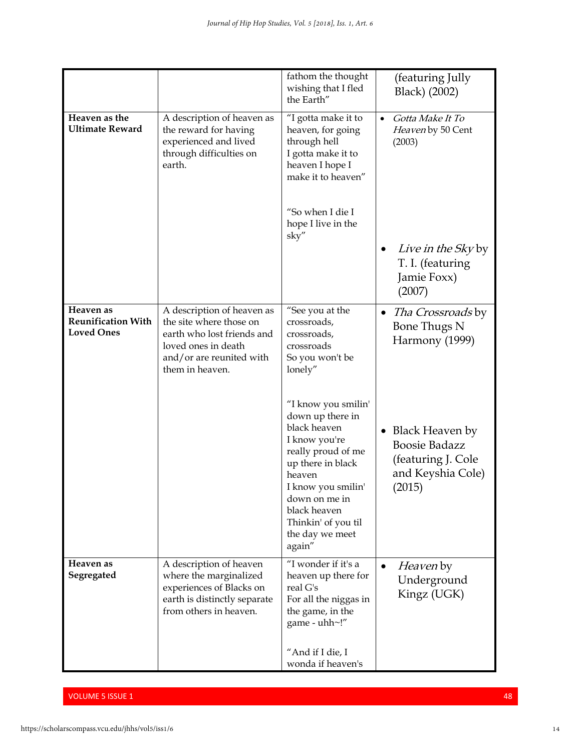| | | | |
|---|---|---|---|
| | | fathom the thought wishing that I fled the Earth" | (featuring Jully Black) (2002) |
| **Heaven as the Ultimate Reward** | A description of heaven as the reward for having experienced and lived through difficulties on earth. | "I gotta make it to heaven, for going through hell I gotta make it to heaven I hope I make it to heaven"<br><br>"So when I die I hope I live in the sky" | • *Gotta Make It To Heaven* by 50 Cent (2003)<br><br>• *Live in the Sky* by T. I. (featuring Jamie Foxx) (2007) |
| **Heaven as Reunification With Loved Ones** | A description of heaven as the site where those on earth who lost friends and loved ones in death and/or are reunited with them in heaven. | "See you at the crossroads, crossroads, crossroads So you won't be lonely"<br><br>"I know you smilin' down up there in black heaven I know you're really proud of me up there in black heaven I know you smilin' down on me in black heaven Thinkin' of you til the day we meet again" | • *Tha Crossroads* by Bone Thugs N Harmony (1999)<br><br>• Black Heaven by Boosie Badazz (featuring J. Cole and Keyshia Cole) (2015) |
| **Heaven as Segregated** | A description of heaven where the marginalized experiences of Blacks on earth is distinctly separate from others in heaven. | "I wonder if it's a heaven up there for real G's For all the niggas in the game, in the game - uhh~!"<br><br>"And if I die, I wonda if heaven's | • *Heaven* by Underground Kingz (UGK) |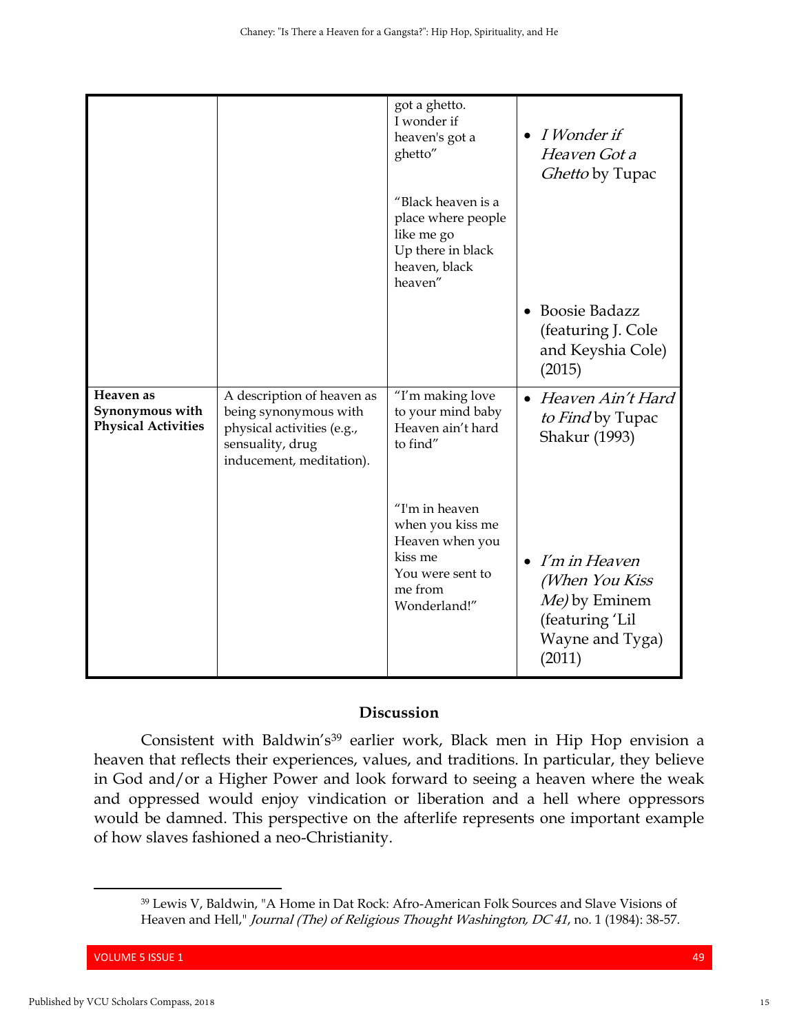| | | got a ghetto.<br>I wonder if heaven's got a ghetto" | • *I Wonder if Heaven Got a Ghetto* by Tupac |
|---|---|---|---|
| | | "Black heaven is a place where people like me go<br>Up there in black heaven, black heaven" | • Boosie Badazz (featuring J. Cole and Keyshia Cole) (2015) |
| **Heaven as Synonymous with Physical Activities** | A description of heaven as being synonymous with physical activities (e.g., sensuality, drug inducement, meditation). | "I'm making love to your mind baby<br>Heaven ain't hard to find" | • *Heaven Ain't Hard to Find* by Tupac Shakur (1993) |
| | | "I'm in heaven when you kiss me<br>Heaven when you kiss me<br>You were sent to me from Wonderland!" | • *I'm in Heaven (When You Kiss Me)* by Eminem (featuring 'Lil Wayne and Tyga) (2011) |

## Discussion

Consistent with Baldwin's[39] earlier work, Black men in Hip Hop envision a heaven that reflects their experiences, values, and traditions. In particular, they believe in God and/or a Higher Power and look forward to seeing a heaven where the weak and oppressed would enjoy vindication or liberation and a hell where oppressors would be damned. This perspective on the afterlife represents one important example of how slaves fashioned a neo-Christianity.

[39] Lewis V, Baldwin, "A Home in Dat Rock: Afro-American Folk Sources and Slave Visions of Heaven and Hell," *Journal (The) of Religious Thought Washington, DC 41*, no. 1 (1984): 38-57.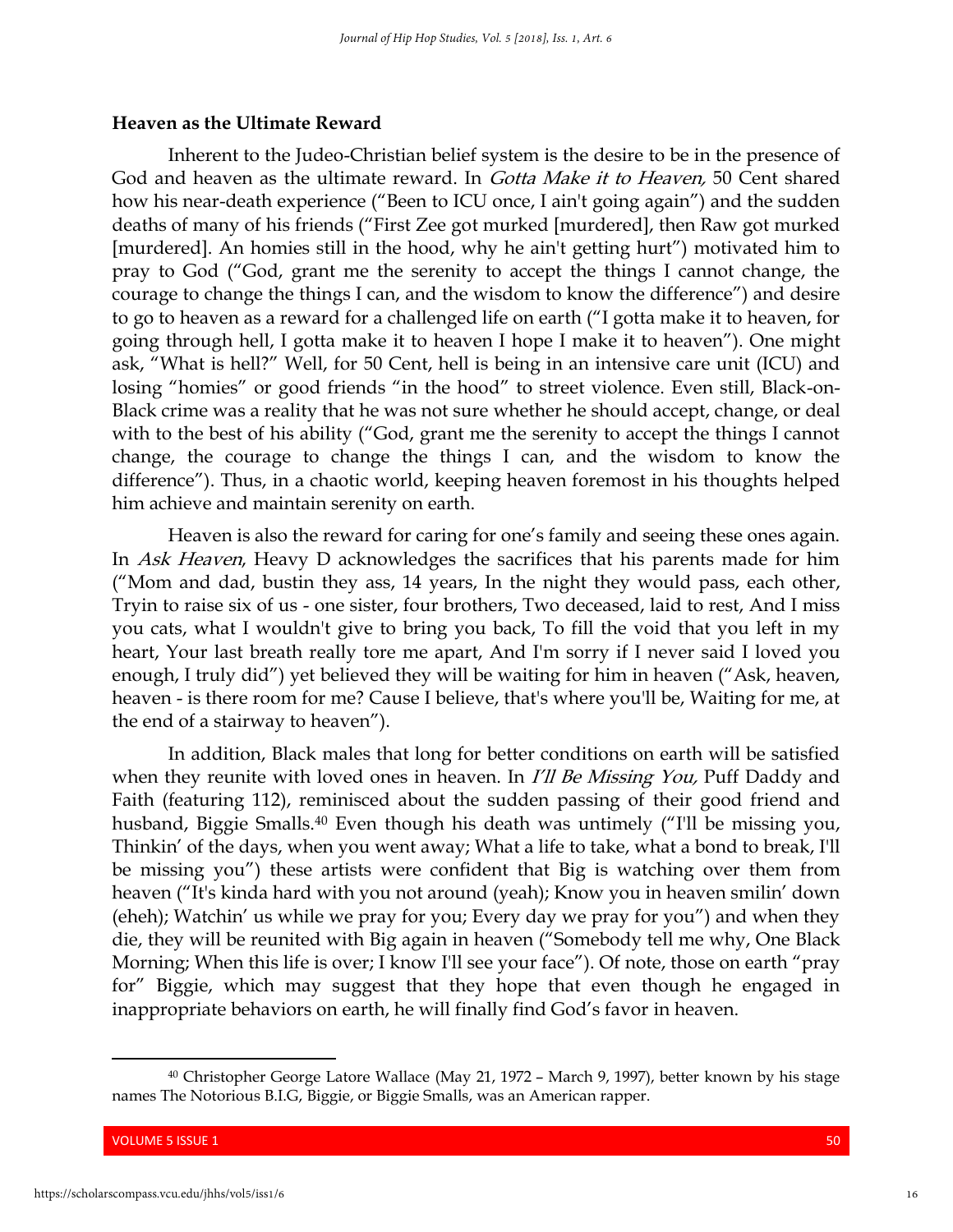## Heaven as the Ultimate Reward

Inherent to the Judeo-Christian belief system is the desire to be in the presence of God and heaven as the ultimate reward. In *Gotta Make it to Heaven,* 50 Cent shared how his near-death experience ("Been to ICU once, I ain't going again") and the sudden deaths of many of his friends ("First Zee got murked [murdered], then Raw got murked [murdered]. An homies still in the hood, why he ain't getting hurt") motivated him to pray to God ("God, grant me the serenity to accept the things I cannot change, the courage to change the things I can, and the wisdom to know the difference") and desire to go to heaven as a reward for a challenged life on earth ("I gotta make it to heaven, for going through hell, I gotta make it to heaven I hope I make it to heaven"). One might ask, "What is hell?" Well, for 50 Cent, hell is being in an intensive care unit (ICU) and losing "homies" or good friends "in the hood" to street violence. Even still, Black-on-Black crime was a reality that he was not sure whether he should accept, change, or deal with to the best of his ability ("God, grant me the serenity to accept the things I cannot change, the courage to change the things I can, and the wisdom to know the difference"). Thus, in a chaotic world, keeping heaven foremost in his thoughts helped him achieve and maintain serenity on earth.

Heaven is also the reward for caring for one's family and seeing these ones again. In *Ask Heaven*, Heavy D acknowledges the sacrifices that his parents made for him ("Mom and dad, bustin they ass, 14 years, In the night they would pass, each other, Tryin to raise six of us - one sister, four brothers, Two deceased, laid to rest, And I miss you cats, what I wouldn't give to bring you back, To fill the void that you left in my heart, Your last breath really tore me apart, And I'm sorry if I never said I loved you enough, I truly did") yet believed they will be waiting for him in heaven ("Ask, heaven, heaven - is there room for me? Cause I believe, that's where you'll be, Waiting for me, at the end of a stairway to heaven").

In addition, Black males that long for better conditions on earth will be satisfied when they reunite with loved ones in heaven. In *I'll Be Missing You,* Puff Daddy and Faith (featuring 112), reminisced about the sudden passing of their good friend and husband, Biggie Smalls.[40] Even though his death was untimely ("I'll be missing you, Thinkin' of the days, when you went away; What a life to take, what a bond to break, I'll be missing you") these artists were confident that Big is watching over them from heaven ("It's kinda hard with you not around (yeah); Know you in heaven smilin' down (eheh); Watchin' us while we pray for you; Every day we pray for you") and when they die, they will be reunited with Big again in heaven ("Somebody tell me why, One Black Morning; When this life is over; I know I'll see your face"). Of note, those on earth "pray for" Biggie, which may suggest that they hope that even though he engaged in inappropriate behaviors on earth, he will finally find God's favor in heaven.

[40] Christopher George Latore Wallace (May 21, 1972 – March 9, 1997), better known by his stage names The Notorious B.I.G, Biggie, or Biggie Smalls, was an American rapper.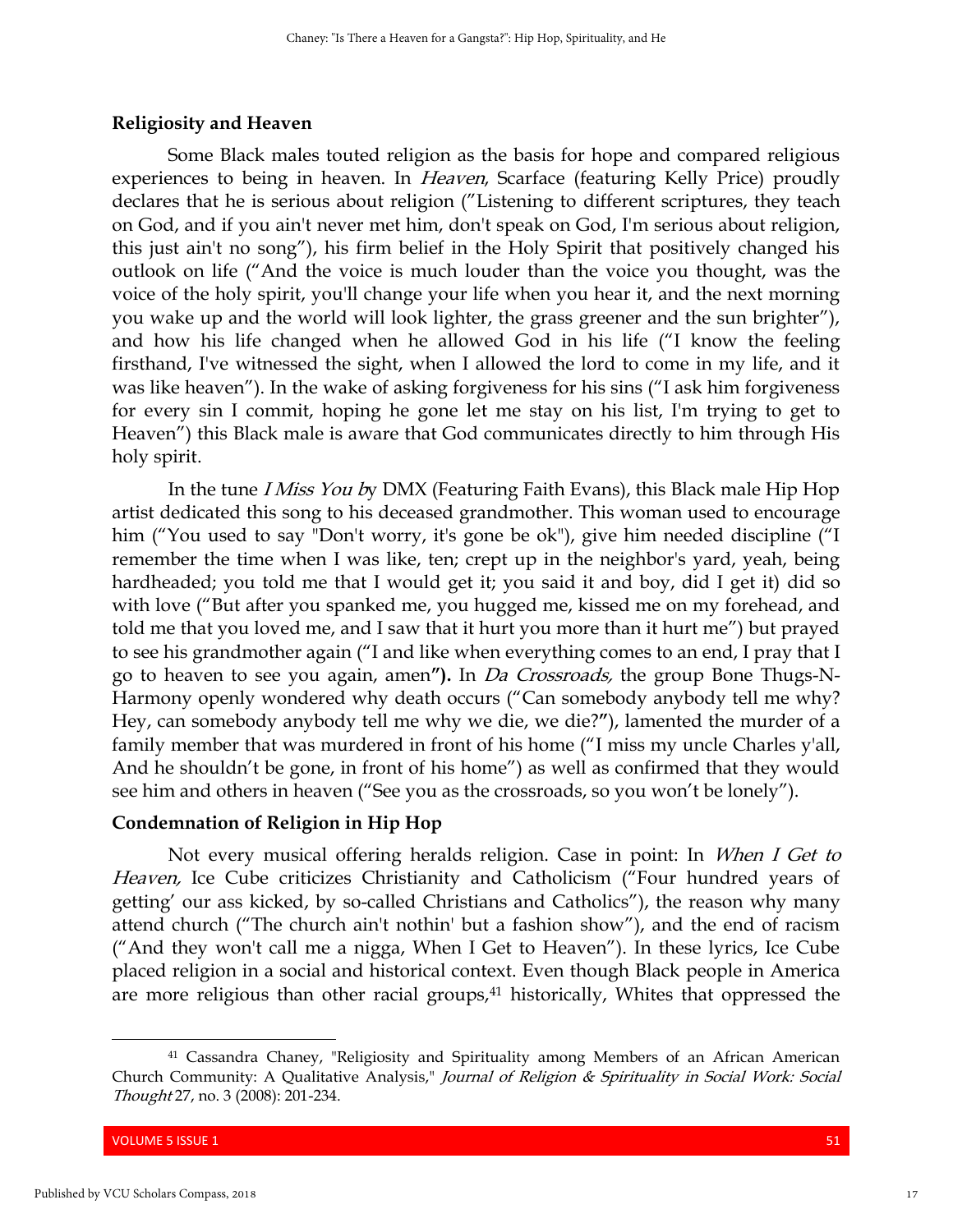### Religiosity and Heaven

Some Black males touted religion as the basis for hope and compared religious experiences to being in heaven. In *Heaven*, Scarface (featuring Kelly Price) proudly declares that he is serious about religion ("Listening to different scriptures, they teach on God, and if you ain't never met him, don't speak on God, I'm serious about religion, this just ain't no song"), his firm belief in the Holy Spirit that positively changed his outlook on life ("And the voice is much louder than the voice you thought, was the voice of the holy spirit, you'll change your life when you hear it, and the next morning you wake up and the world will look lighter, the grass greener and the sun brighter"), and how his life changed when he allowed God in his life ("I know the feeling firsthand, I've witnessed the sight, when I allowed the lord to come in my life, and it was like heaven"). In the wake of asking forgiveness for his sins ("I ask him forgiveness for every sin I commit, hoping he gone let me stay on his list, I'm trying to get to Heaven") this Black male is aware that God communicates directly to him through His holy spirit.

In the tune *I Miss You b*y DMX (Featuring Faith Evans), this Black male Hip Hop artist dedicated this song to his deceased grandmother. This woman used to encourage him ("You used to say "Don't worry, it's gone be ok"), give him needed discipline ("I remember the time when I was like, ten; crept up in the neighbor's yard, yeah, being hardheaded; you told me that I would get it; you said it and boy, did I get it) did so with love ("But after you spanked me, you hugged me, kissed me on my forehead, and told me that you loved me, and I saw that it hurt you more than it hurt me") but prayed to see his grandmother again ("I and like when everything comes to an end, I pray that I go to heaven to see you again, amen**").** In *Da Crossroads,* the group Bone Thugs-N-Harmony openly wondered why death occurs ("Can somebody anybody tell me why? Hey, can somebody anybody tell me why we die, we die?**"**), lamented the murder of a family member that was murdered in front of his home ("I miss my uncle Charles y'all, And he shouldn't be gone, in front of his home") as well as confirmed that they would see him and others in heaven ("See you as the crossroads, so you won't be lonely").

### Condemnation of Religion in Hip Hop

Not every musical offering heralds religion. Case in point: In *When I Get to Heaven,* Ice Cube criticizes Christianity and Catholicism ("Four hundred years of getting' our ass kicked, by so-called Christians and Catholics"), the reason why many attend church ("The church ain't nothin' but a fashion show"), and the end of racism ("And they won't call me a nigga, When I Get to Heaven"). In these lyrics, Ice Cube placed religion in a social and historical context. Even though Black people in America are more religious than other racial groups,[41] historically, Whites that oppressed the

---

[41] Cassandra Chaney, "Religiosity and Spirituality among Members of an African American Church Community: A Qualitative Analysis," *Journal of Religion & Spirituality in Social Work: Social Thought* 27, no. 3 (2008): 201-234.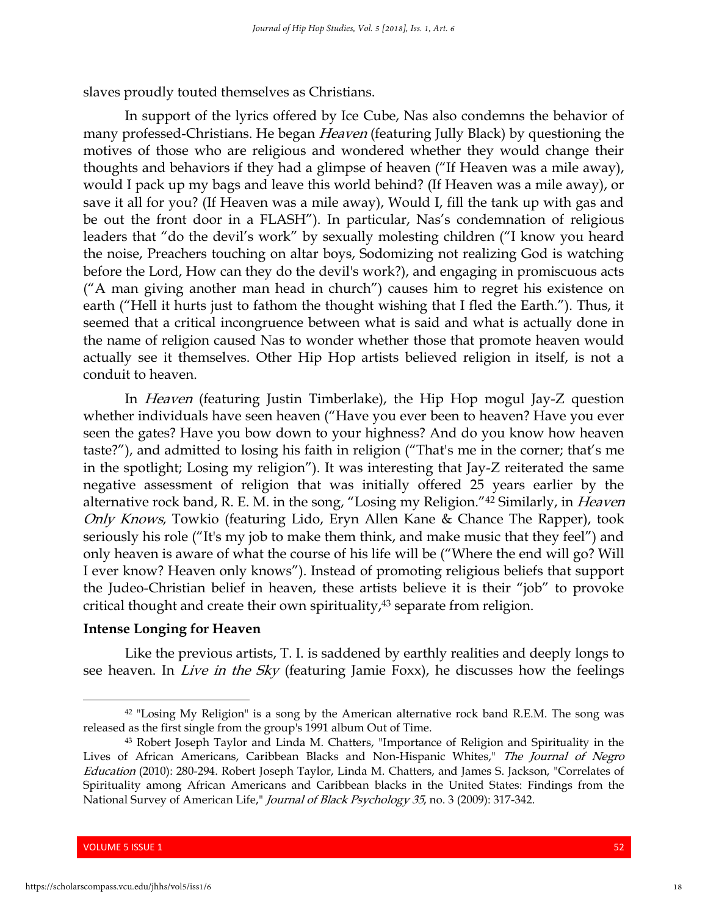slaves proudly touted themselves as Christians.

In support of the lyrics offered by Ice Cube, Nas also condemns the behavior of many professed-Christians. He began *Heaven* (featuring Jully Black) by questioning the motives of those who are religious and wondered whether they would change their thoughts and behaviors if they had a glimpse of heaven ("If Heaven was a mile away), would I pack up my bags and leave this world behind? (If Heaven was a mile away), or save it all for you? (If Heaven was a mile away), Would I, fill the tank up with gas and be out the front door in a FLASH"). In particular, Nas's condemnation of religious leaders that "do the devil's work" by sexually molesting children ("I know you heard the noise, Preachers touching on altar boys, Sodomizing not realizing God is watching before the Lord, How can they do the devil's work?), and engaging in promiscuous acts ("A man giving another man head in church") causes him to regret his existence on earth ("Hell it hurts just to fathom the thought wishing that I fled the Earth."). Thus, it seemed that a critical incongruence between what is said and what is actually done in the name of religion caused Nas to wonder whether those that promote heaven would actually see it themselves. Other Hip Hop artists believed religion in itself, is not a conduit to heaven.

In *Heaven* (featuring Justin Timberlake), the Hip Hop mogul Jay-Z question whether individuals have seen heaven ("Have you ever been to heaven? Have you ever seen the gates? Have you bow down to your highness? And do you know how heaven taste?"), and admitted to losing his faith in religion ("That's me in the corner; that's me in the spotlight; Losing my religion"). It was interesting that Jay-Z reiterated the same negative assessment of religion that was initially offered 25 years earlier by the alternative rock band, R. E. M. in the song, "Losing my Religion."[42] Similarly, in *Heaven Only Knows*, Towkio (featuring Lido, Eryn Allen Kane & Chance The Rapper), took seriously his role ("It's my job to make them think, and make music that they feel") and only heaven is aware of what the course of his life will be ("Where the end will go? Will I ever know? Heaven only knows"). Instead of promoting religious beliefs that support the Judeo-Christian belief in heaven, these artists believe it is their "job" to provoke critical thought and create their own spirituality,[43] separate from religion.

**Intense Longing for Heaven**

Like the previous artists, T. I. is saddened by earthly realities and deeply longs to see heaven. In *Live in the Sky* (featuring Jamie Foxx), he discusses how the feelings

---

[42] "Losing My Religion" is a song by the American alternative rock band R.E.M. The song was released as the first single from the group's 1991 album Out of Time.

[43] Robert Joseph Taylor and Linda M. Chatters, "Importance of Religion and Spirituality in the Lives of African Americans, Caribbean Blacks and Non-Hispanic Whites," *The Journal of Negro Education* (2010): 280-294. Robert Joseph Taylor, Linda M. Chatters, and James S. Jackson, "Correlates of Spirituality among African Americans and Caribbean blacks in the United States: Findings from the National Survey of American Life," *Journal of Black Psychology 35*, no. 3 (2009): 317-342.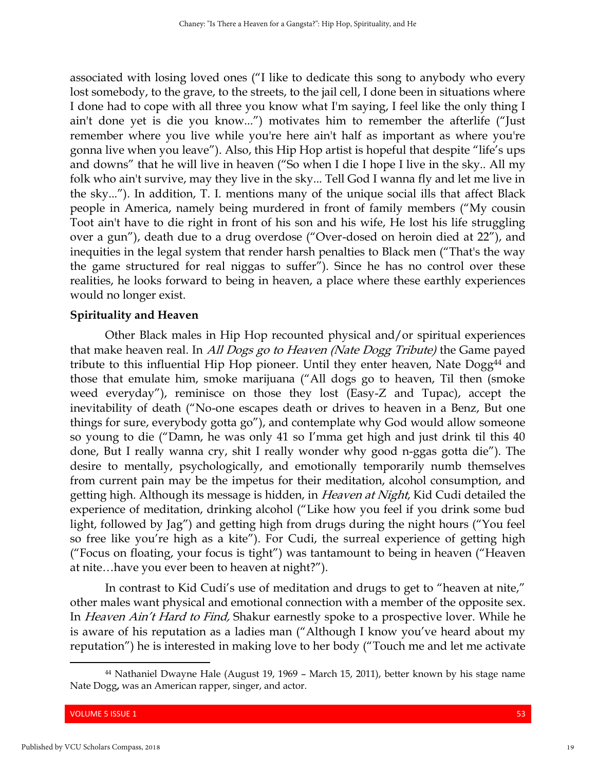associated with losing loved ones ("I like to dedicate this song to anybody who every lost somebody, to the grave, to the streets, to the jail cell, I done been in situations where I done had to cope with all three you know what I'm saying, I feel like the only thing I ain't done yet is die you know...") motivates him to remember the afterlife ("Just remember where you live while you're here ain't half as important as where you're gonna live when you leave"). Also, this Hip Hop artist is hopeful that despite "life's ups and downs" that he will live in heaven ("So when I die I hope I live in the sky.. All my folk who ain't survive, may they live in the sky... Tell God I wanna fly and let me live in the sky..."). In addition, T. I. mentions many of the unique social ills that affect Black people in America, namely being murdered in front of family members ("My cousin Toot ain't have to die right in front of his son and his wife, He lost his life struggling over a gun"), death due to a drug overdose ("Over-dosed on heroin died at 22"), and inequities in the legal system that render harsh penalties to Black men ("That's the way the game structured for real niggas to suffer"). Since he has no control over these realities, he looks forward to being in heaven, a place where these earthly experiences would no longer exist.

**Spirituality and Heaven**

Other Black males in Hip Hop recounted physical and/or spiritual experiences that make heaven real. In *All Dogs go to Heaven (Nate Dogg Tribute)* the Game payed tribute to this influential Hip Hop pioneer. Until they enter heaven, Nate Dogg[44] and those that emulate him, smoke marijuana ("All dogs go to heaven, Til then (smoke weed everyday"), reminisce on those they lost (Easy-Z and Tupac), accept the inevitability of death ("No-one escapes death or drives to heaven in a Benz, But one things for sure, everybody gotta go"), and contemplate why God would allow someone so young to die ("Damn, he was only 41 so I'mma get high and just drink til this 40 done, But I really wanna cry, shit I really wonder why good n-ggas gotta die"). The desire to mentally, psychologically, and emotionally temporarily numb themselves from current pain may be the impetus for their meditation, alcohol consumption, and getting high. Although its message is hidden, in *Heaven at Night*, Kid Cudi detailed the experience of meditation, drinking alcohol ("Like how you feel if you drink some bud light, followed by Jag") and getting high from drugs during the night hours ("You feel so free like you're high as a kite"). For Cudi, the surreal experience of getting high ("Focus on floating, your focus is tight") was tantamount to being in heaven ("Heaven at nite…have you ever been to heaven at night?").

In contrast to Kid Cudi's use of meditation and drugs to get to "heaven at nite," other males want physical and emotional connection with a member of the opposite sex. In *Heaven Ain't Hard to Find,* Shakur earnestly spoke to a prospective lover. While he is aware of his reputation as a ladies man ("Although I know you've heard about my reputation") he is interested in making love to her body ("Touch me and let me activate

[44] Nathaniel Dwayne Hale (August 19, 1969 – March 15, 2011), better known by his stage name Nate Dogg, was an American rapper, singer, and actor.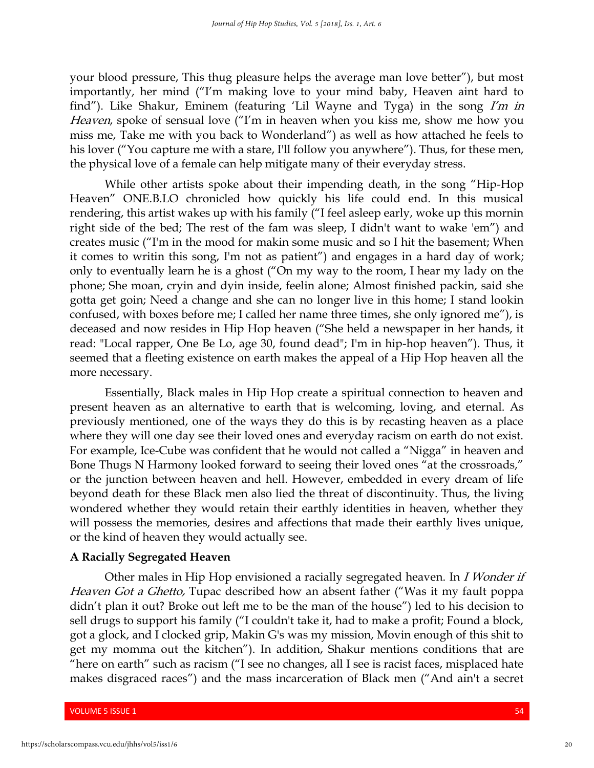your blood pressure, This thug pleasure helps the average man love better"), but most importantly, her mind ("I'm making love to your mind baby, Heaven aint hard to find"). Like Shakur, Eminem (featuring 'Lil Wayne and Tyga) in the song *I'm in Heaven*, spoke of sensual love ("I'm in heaven when you kiss me, show me how you miss me, Take me with you back to Wonderland") as well as how attached he feels to his lover ("You capture me with a stare, I'll follow you anywhere"). Thus, for these men, the physical love of a female can help mitigate many of their everyday stress.

While other artists spoke about their impending death, in the song "Hip-Hop Heaven" ONE.B.LO chronicled how quickly his life could end. In this musical rendering, this artist wakes up with his family ("I feel asleep early, woke up this mornin right side of the bed; The rest of the fam was sleep, I didn't want to wake 'em") and creates music ("I'm in the mood for makin some music and so I hit the basement; When it comes to writin this song, I'm not as patient") and engages in a hard day of work; only to eventually learn he is a ghost ("On my way to the room, I hear my lady on the phone; She moan, cryin and dyin inside, feelin alone; Almost finished packin, said she gotta get goin; Need a change and she can no longer live in this home; I stand lookin confused, with boxes before me; I called her name three times, she only ignored me"), is deceased and now resides in Hip Hop heaven ("She held a newspaper in her hands, it read: "Local rapper, One Be Lo, age 30, found dead"; I'm in hip-hop heaven"). Thus, it seemed that a fleeting existence on earth makes the appeal of a Hip Hop heaven all the more necessary.

Essentially, Black males in Hip Hop create a spiritual connection to heaven and present heaven as an alternative to earth that is welcoming, loving, and eternal. As previously mentioned, one of the ways they do this is by recasting heaven as a place where they will one day see their loved ones and everyday racism on earth do not exist. For example, Ice-Cube was confident that he would not called a "Nigga" in heaven and Bone Thugs N Harmony looked forward to seeing their loved ones "at the crossroads," or the junction between heaven and hell. However, embedded in every dream of life beyond death for these Black men also lied the threat of discontinuity. Thus, the living wondered whether they would retain their earthly identities in heaven, whether they will possess the memories, desires and affections that made their earthly lives unique, or the kind of heaven they would actually see.

**A Racially Segregated Heaven**

Other males in Hip Hop envisioned a racially segregated heaven. In *I Wonder if Heaven Got a Ghetto,* Tupac described how an absent father ("Was it my fault poppa didn't plan it out? Broke out left me to be the man of the house") led to his decision to sell drugs to support his family ("I couldn't take it, had to make a profit; Found a block, got a glock, and I clocked grip, Makin G's was my mission, Movin enough of this shit to get my momma out the kitchen"). In addition, Shakur mentions conditions that are "here on earth" such as racism ("I see no changes, all I see is racist faces, misplaced hate makes disgraced races") and the mass incarceration of Black men ("And ain't a secret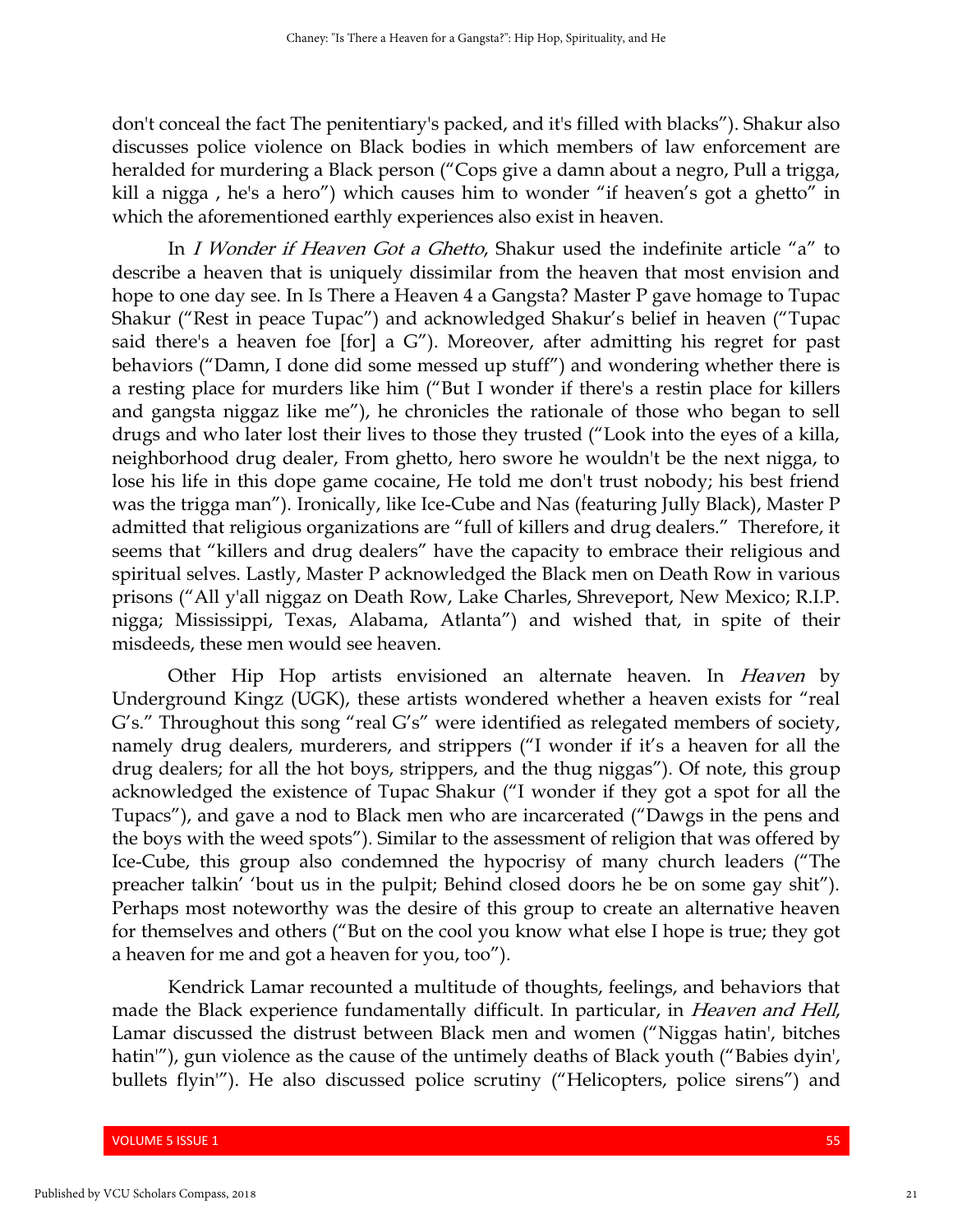don't conceal the fact The penitentiary's packed, and it's filled with blacks"). Shakur also discusses police violence on Black bodies in which members of law enforcement are heralded for murdering a Black person ("Cops give a damn about a negro, Pull a trigga, kill a nigga , he's a hero") which causes him to wonder "if heaven's got a ghetto" in which the aforementioned earthly experiences also exist in heaven.

In *I Wonder if Heaven Got a Ghetto*, Shakur used the indefinite article "a" to describe a heaven that is uniquely dissimilar from the heaven that most envision and hope to one day see. In Is There a Heaven 4 a Gangsta? Master P gave homage to Tupac Shakur ("Rest in peace Tupac") and acknowledged Shakur's belief in heaven ("Tupac said there's a heaven foe [for] a G"). Moreover, after admitting his regret for past behaviors ("Damn, I done did some messed up stuff") and wondering whether there is a resting place for murders like him ("But I wonder if there's a restin place for killers and gangsta niggaz like me"), he chronicles the rationale of those who began to sell drugs and who later lost their lives to those they trusted ("Look into the eyes of a killa, neighborhood drug dealer, From ghetto, hero swore he wouldn't be the next nigga, to lose his life in this dope game cocaine, He told me don't trust nobody; his best friend was the trigga man"). Ironically, like Ice-Cube and Nas (featuring Jully Black), Master P admitted that religious organizations are "full of killers and drug dealers." Therefore, it seems that "killers and drug dealers" have the capacity to embrace their religious and spiritual selves. Lastly, Master P acknowledged the Black men on Death Row in various prisons ("All y'all niggaz on Death Row, Lake Charles, Shreveport, New Mexico; R.I.P. nigga; Mississippi, Texas, Alabama, Atlanta") and wished that, in spite of their misdeeds, these men would see heaven.

Other Hip Hop artists envisioned an alternate heaven. In *Heaven* by Underground Kingz (UGK), these artists wondered whether a heaven exists for "real G's." Throughout this song "real G's" were identified as relegated members of society, namely drug dealers, murderers, and strippers ("I wonder if it's a heaven for all the drug dealers; for all the hot boys, strippers, and the thug niggas"). Of note, this group acknowledged the existence of Tupac Shakur ("I wonder if they got a spot for all the Tupacs"), and gave a nod to Black men who are incarcerated ("Dawgs in the pens and the boys with the weed spots"). Similar to the assessment of religion that was offered by Ice-Cube, this group also condemned the hypocrisy of many church leaders ("The preacher talkin' 'bout us in the pulpit; Behind closed doors he be on some gay shit"). Perhaps most noteworthy was the desire of this group to create an alternative heaven for themselves and others ("But on the cool you know what else I hope is true; they got a heaven for me and got a heaven for you, too").

Kendrick Lamar recounted a multitude of thoughts, feelings, and behaviors that made the Black experience fundamentally difficult. In particular, in *Heaven and Hell*, Lamar discussed the distrust between Black men and women ("Niggas hatin', bitches hatin'"), gun violence as the cause of the untimely deaths of Black youth ("Babies dyin', bullets flyin'"). He also discussed police scrutiny ("Helicopters, police sirens") and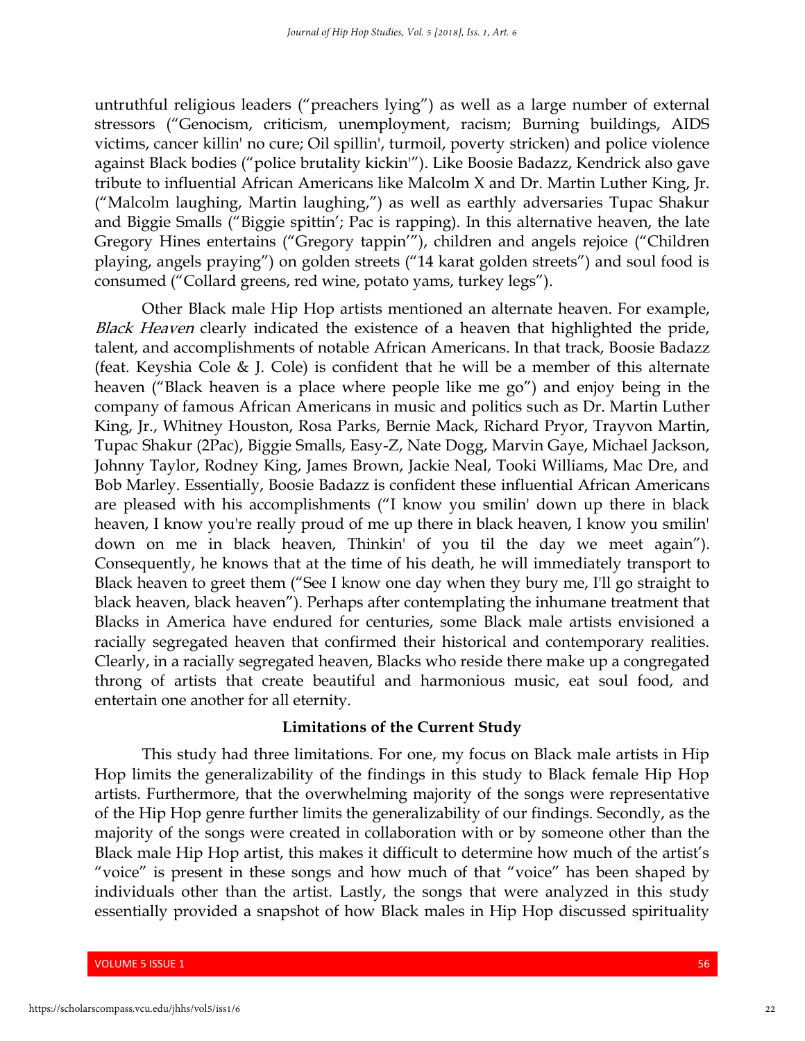untruthful religious leaders ("preachers lying") as well as a large number of external stressors ("Genocism, criticism, unemployment, racism; Burning buildings, AIDS victims, cancer killin' no cure; Oil spillin', turmoil, poverty stricken) and police violence against Black bodies ("police brutality kickin'"). Like Boosie Badazz, Kendrick also gave tribute to influential African Americans like Malcolm X and Dr. Martin Luther King, Jr. ("Malcolm laughing, Martin laughing,") as well as earthly adversaries Tupac Shakur and Biggie Smalls ("Biggie spittin'; Pac is rapping). In this alternative heaven, the late Gregory Hines entertains ("Gregory tappin'"), children and angels rejoice ("Children playing, angels praying") on golden streets ("14 karat golden streets") and soul food is consumed ("Collard greens, red wine, potato yams, turkey legs").

Other Black male Hip Hop artists mentioned an alternate heaven. For example, *Black Heaven* clearly indicated the existence of a heaven that highlighted the pride, talent, and accomplishments of notable African Americans. In that track, Boosie Badazz (feat. Keyshia Cole & J. Cole) is confident that he will be a member of this alternate heaven ("Black heaven is a place where people like me go") and enjoy being in the company of famous African Americans in music and politics such as Dr. Martin Luther King, Jr., Whitney Houston, Rosa Parks, Bernie Mack, Richard Pryor, Trayvon Martin, Tupac Shakur (2Pac), Biggie Smalls, Easy-Z, Nate Dogg, Marvin Gaye, Michael Jackson, Johnny Taylor, Rodney King, James Brown, Jackie Neal, Tooki Williams, Mac Dre, and Bob Marley. Essentially, Boosie Badazz is confident these influential African Americans are pleased with his accomplishments ("I know you smilin' down up there in black heaven, I know you're really proud of me up there in black heaven, I know you smilin' down on me in black heaven, Thinkin' of you til the day we meet again"). Consequently, he knows that at the time of his death, he will immediately transport to Black heaven to greet them ("See I know one day when they bury me, I'll go straight to black heaven, black heaven"). Perhaps after contemplating the inhumane treatment that Blacks in America have endured for centuries, some Black male artists envisioned a racially segregated heaven that confirmed their historical and contemporary realities. Clearly, in a racially segregated heaven, Blacks who reside there make up a congregated throng of artists that create beautiful and harmonious music, eat soul food, and entertain one another for all eternity.

## Limitations of the Current Study

This study had three limitations. For one, my focus on Black male artists in Hip Hop limits the generalizability of the findings in this study to Black female Hip Hop artists. Furthermore, that the overwhelming majority of the songs were representative of the Hip Hop genre further limits the generalizability of our findings. Secondly, as the majority of the songs were created in collaboration with or by someone other than the Black male Hip Hop artist, this makes it difficult to determine how much of the artist's "voice" is present in these songs and how much of that "voice" has been shaped by individuals other than the artist. Lastly, the songs that were analyzed in this study essentially provided a snapshot of how Black males in Hip Hop discussed spirituality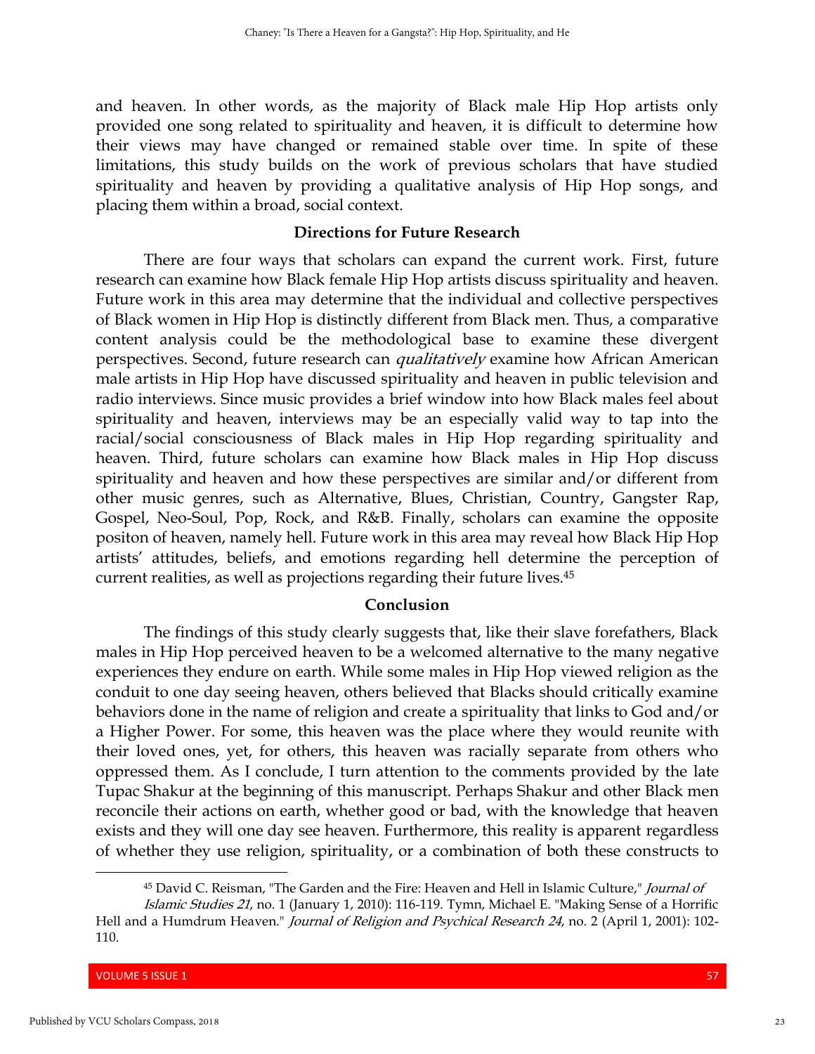and heaven. In other words, as the majority of Black male Hip Hop artists only provided one song related to spirituality and heaven, it is difficult to determine how their views may have changed or remained stable over time. In spite of these limitations, this study builds on the work of previous scholars that have studied spirituality and heaven by providing a qualitative analysis of Hip Hop songs, and placing them within a broad, social context.

## Directions for Future Research

There are four ways that scholars can expand the current work. First, future research can examine how Black female Hip Hop artists discuss spirituality and heaven. Future work in this area may determine that the individual and collective perspectives of Black women in Hip Hop is distinctly different from Black men. Thus, a comparative content analysis could be the methodological base to examine these divergent perspectives. Second, future research can *qualitatively* examine how African American male artists in Hip Hop have discussed spirituality and heaven in public television and radio interviews. Since music provides a brief window into how Black males feel about spirituality and heaven, interviews may be an especially valid way to tap into the racial/social consciousness of Black males in Hip Hop regarding spirituality and heaven. Third, future scholars can examine how Black males in Hip Hop discuss spirituality and heaven and how these perspectives are similar and/or different from other music genres, such as Alternative, Blues, Christian, Country, Gangster Rap, Gospel, Neo-Soul, Pop, Rock, and R&B. Finally, scholars can examine the opposite positon of heaven, namely hell. Future work in this area may reveal how Black Hip Hop artists' attitudes, beliefs, and emotions regarding hell determine the perception of current realities, as well as projections regarding their future lives.[45]

## Conclusion

The findings of this study clearly suggests that, like their slave forefathers, Black males in Hip Hop perceived heaven to be a welcomed alternative to the many negative experiences they endure on earth. While some males in Hip Hop viewed religion as the conduit to one day seeing heaven, others believed that Blacks should critically examine behaviors done in the name of religion and create a spirituality that links to God and/or a Higher Power. For some, this heaven was the place where they would reunite with their loved ones, yet, for others, this heaven was racially separate from others who oppressed them. As I conclude, I turn attention to the comments provided by the late Tupac Shakur at the beginning of this manuscript. Perhaps Shakur and other Black men reconcile their actions on earth, whether good or bad, with the knowledge that heaven exists and they will one day see heaven. Furthermore, this reality is apparent regardless of whether they use religion, spirituality, or a combination of both these constructs to

---

[45] David C. Reisman, "The Garden and the Fire: Heaven and Hell in Islamic Culture," *Journal of Islamic Studies 21*, no. 1 (January 1, 2010): 116-119. Tymn, Michael E. "Making Sense of a Horrific Hell and a Humdrum Heaven." *Journal of Religion and Psychical Research 24*, no. 2 (April 1, 2001): 102-110.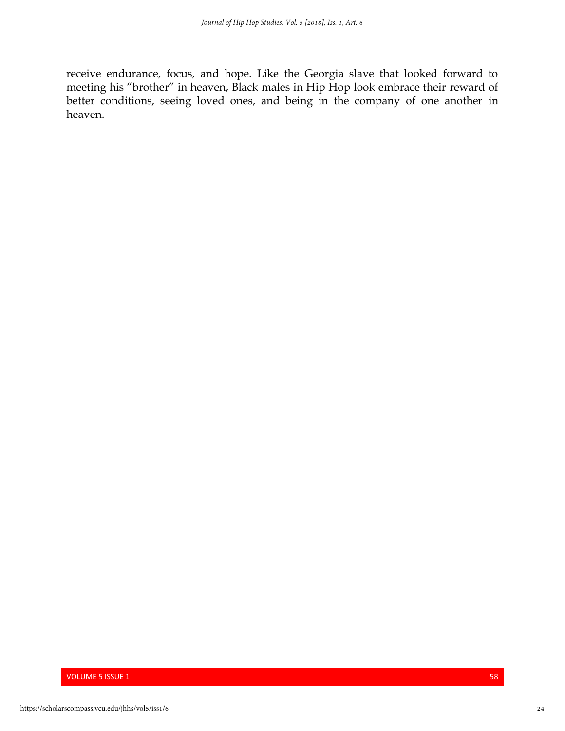receive endurance, focus, and hope. Like the Georgia slave that looked forward to meeting his "brother" in heaven, Black males in Hip Hop look embrace their reward of better conditions, seeing loved ones, and being in the company of one another in heaven.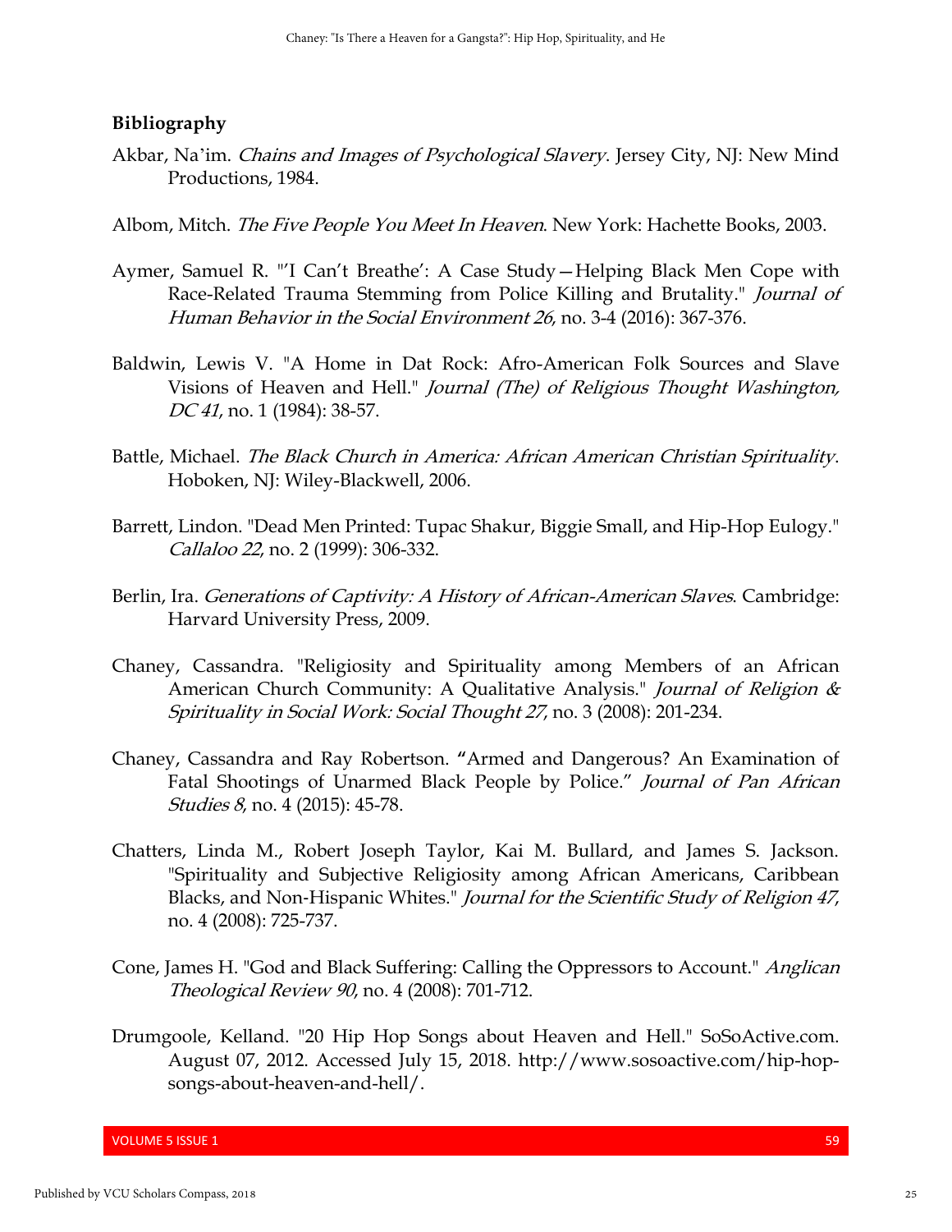## Bibliography

Akbar, Na'im. *Chains and Images of Psychological Slavery*. Jersey City, NJ: New Mind Productions, 1984.

Albom, Mitch. *The Five People You Meet In Heaven*. New York: Hachette Books, 2003.

Aymer, Samuel R. "'I Can't Breathe': A Case Study—Helping Black Men Cope with Race-Related Trauma Stemming from Police Killing and Brutality." *Journal of Human Behavior in the Social Environment 26*, no. 3-4 (2016): 367-376.

Baldwin, Lewis V. "A Home in Dat Rock: Afro-American Folk Sources and Slave Visions of Heaven and Hell." *Journal (The) of Religious Thought Washington, DC 41*, no. 1 (1984): 38-57.

Battle, Michael. *The Black Church in America: African American Christian Spirituality*. Hoboken, NJ: Wiley-Blackwell, 2006.

Barrett, Lindon. "Dead Men Printed: Tupac Shakur, Biggie Small, and Hip-Hop Eulogy." *Callaloo 22*, no. 2 (1999): 306-332.

Berlin, Ira. *Generations of Captivity: A History of African-American Slaves*. Cambridge: Harvard University Press, 2009.

Chaney, Cassandra. "Religiosity and Spirituality among Members of an African American Church Community: A Qualitative Analysis." *Journal of Religion & Spirituality in Social Work: Social Thought 27*, no. 3 (2008): 201-234.

Chaney, Cassandra and Ray Robertson. **"**Armed and Dangerous? An Examination of Fatal Shootings of Unarmed Black People by Police." *Journal of Pan African Studies 8*, no. 4 (2015): 45-78.

Chatters, Linda M., Robert Joseph Taylor, Kai M. Bullard, and James S. Jackson. "Spirituality and Subjective Religiosity among African Americans, Caribbean Blacks, and Non-Hispanic Whites." *Journal for the Scientific Study of Religion 47*, no. 4 (2008): 725-737.

Cone, James H. "God and Black Suffering: Calling the Oppressors to Account." *Anglican Theological Review 90*, no. 4 (2008): 701-712.

Drumgoole, Kelland. "20 Hip Hop Songs about Heaven and Hell." SoSoActive.com. August 07, 2012. Accessed July 15, 2018. http://www.sosoactive.com/hip-hop-songs-about-heaven-and-hell/.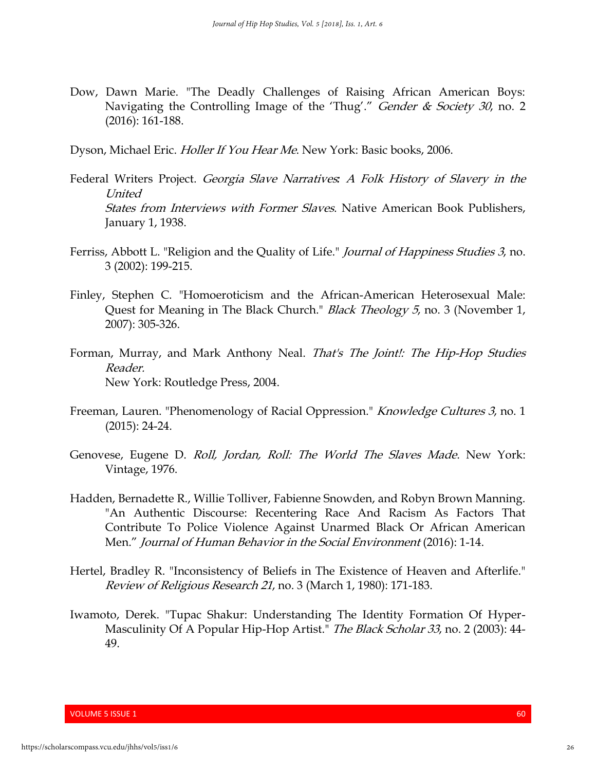Dow, Dawn Marie. "The Deadly Challenges of Raising African American Boys: Navigating the Controlling Image of the 'Thug'." *Gender & Society 30*, no. 2 (2016): 161-188.

Dyson, Michael Eric. *Holler If You Hear Me*. New York: Basic books, 2006.

Federal Writers Project. *Georgia Slave Narratives: A Folk History of Slavery in the United States from Interviews with Former Slaves*. Native American Book Publishers, January 1, 1938.

Ferriss, Abbott L. "Religion and the Quality of Life." *Journal of Happiness Studies 3*, no. 3 (2002): 199-215.

Finley, Stephen C. "Homoeroticism and the African-American Heterosexual Male: Quest for Meaning in The Black Church." *Black Theology 5*, no. 3 (November 1, 2007): 305-326.

Forman, Murray, and Mark Anthony Neal. *That's The Joint!: The Hip-Hop Studies Reader.* New York: Routledge Press, 2004.

Freeman, Lauren. "Phenomenology of Racial Oppression." *Knowledge Cultures 3*, no. 1 (2015): 24-24.

Genovese, Eugene D. *Roll, Jordan, Roll: The World The Slaves Made*. New York: Vintage, 1976.

Hadden, Bernadette R., Willie Tolliver, Fabienne Snowden, and Robyn Brown Manning. "An Authentic Discourse: Recentering Race And Racism As Factors That Contribute To Police Violence Against Unarmed Black Or African American Men." *Journal of Human Behavior in the Social Environment* (2016): 1-14.

Hertel, Bradley R. "Inconsistency of Beliefs in The Existence of Heaven and Afterlife." *Review of Religious Research 21*, no. 3 (March 1, 1980): 171-183.

Iwamoto, Derek. "Tupac Shakur: Understanding The Identity Formation Of Hyper-Masculinity Of A Popular Hip-Hop Artist." *The Black Scholar 33*, no. 2 (2003): 44-49.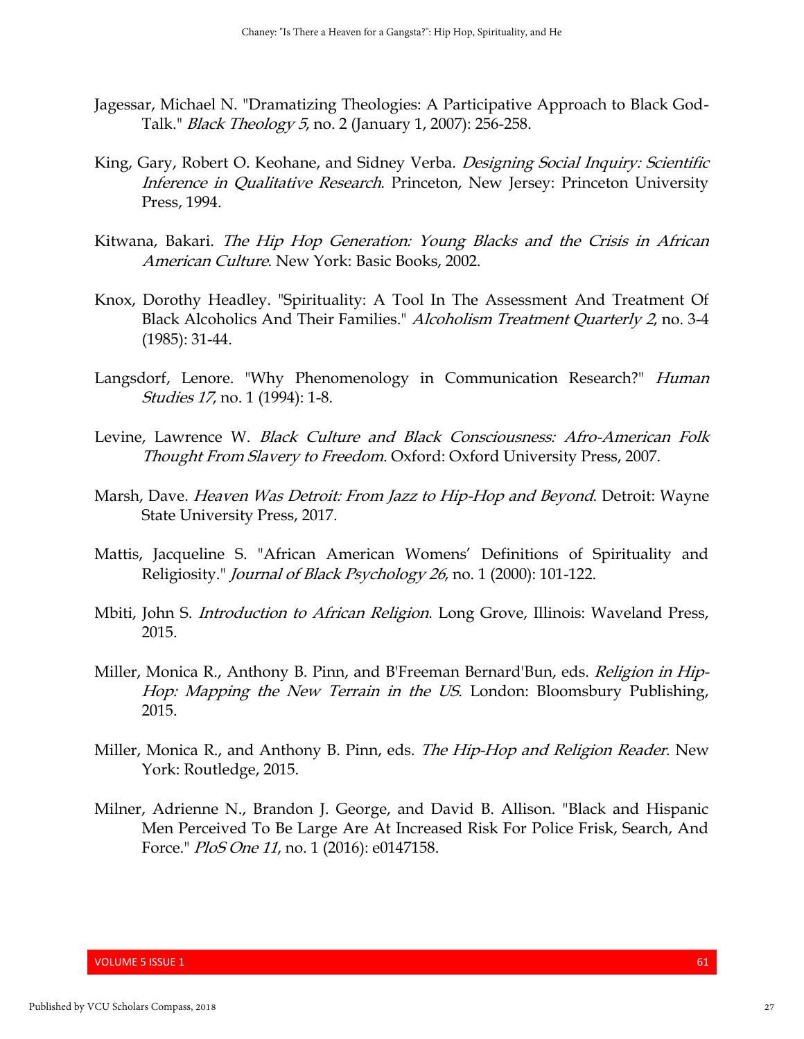Jagessar, Michael N. "Dramatizing Theologies: A Participative Approach to Black God-Talk." *Black Theology 5*, no. 2 (January 1, 2007): 256-258.

King, Gary, Robert O. Keohane, and Sidney Verba. *Designing Social Inquiry: Scientific Inference in Qualitative Research*. Princeton, New Jersey: Princeton University Press, 1994.

Kitwana, Bakari. *The Hip Hop Generation: Young Blacks and the Crisis in African American Culture*. New York: Basic Books, 2002.

Knox, Dorothy Headley. "Spirituality: A Tool In The Assessment And Treatment Of Black Alcoholics And Their Families." *Alcoholism Treatment Quarterly 2*, no. 3-4 (1985): 31-44.

Langsdorf, Lenore. "Why Phenomenology in Communication Research?" *Human Studies 17*, no. 1 (1994): 1-8.

Levine, Lawrence W. *Black Culture and Black Consciousness: Afro-American Folk Thought From Slavery to Freedom*. Oxford: Oxford University Press, 2007.

Marsh, Dave. *Heaven Was Detroit: From Jazz to Hip-Hop and Beyond*. Detroit: Wayne State University Press, 2017.

Mattis, Jacqueline S. "African American Womens' Definitions of Spirituality and Religiosity." *Journal of Black Psychology 26*, no. 1 (2000): 101-122.

Mbiti, John S. *Introduction to African Religion*. Long Grove, Illinois: Waveland Press, 2015.

Miller, Monica R., Anthony B. Pinn, and B'Freeman Bernard'Bun, eds. *Religion in Hip-Hop: Mapping the New Terrain in the US*. London: Bloomsbury Publishing, 2015.

Miller, Monica R., and Anthony B. Pinn, eds. *The Hip-Hop and Religion Reader*. New York: Routledge, 2015.

Milner, Adrienne N., Brandon J. George, and David B. Allison. "Black and Hispanic Men Perceived To Be Large Are At Increased Risk For Police Frisk, Search, And Force." *PloS One 11*, no. 1 (2016): e0147158.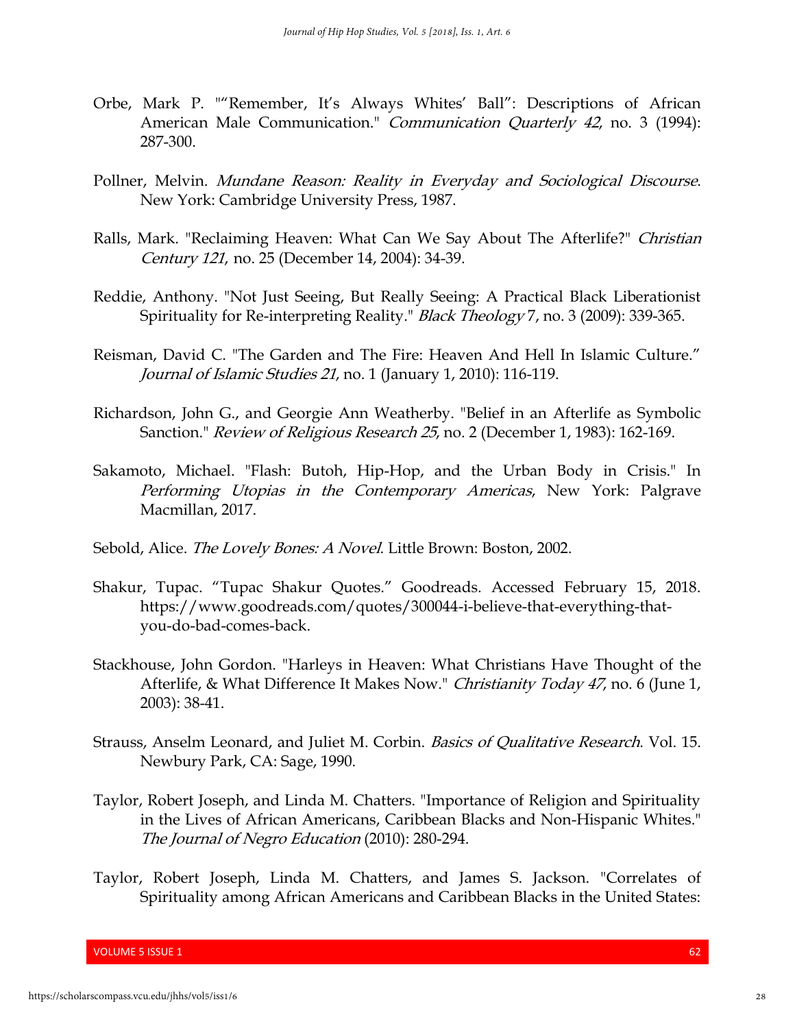Orbe, Mark P. ""Remember, It's Always Whites' Ball": Descriptions of African American Male Communication." *Communication Quarterly 42*, no. 3 (1994): 287-300.

Pollner, Melvin. *Mundane Reason: Reality in Everyday and Sociological Discourse*. New York: Cambridge University Press, 1987.

Ralls, Mark. "Reclaiming Heaven: What Can We Say About The Afterlife?" *Christian Century 121*, no. 25 (December 14, 2004): 34-39.

Reddie, Anthony. "Not Just Seeing, But Really Seeing: A Practical Black Liberationist Spirituality for Re-interpreting Reality." *Black Theology* 7, no. 3 (2009): 339-365.

Reisman, David C. "The Garden and The Fire: Heaven And Hell In Islamic Culture." *Journal of Islamic Studies 21*, no. 1 (January 1, 2010): 116-119.

Richardson, John G., and Georgie Ann Weatherby. "Belief in an Afterlife as Symbolic Sanction." *Review of Religious Research 25*, no. 2 (December 1, 1983): 162-169.

Sakamoto, Michael. "Flash: Butoh, Hip-Hop, and the Urban Body in Crisis." In *Performing Utopias in the Contemporary Americas*, New York: Palgrave Macmillan, 2017.

Sebold, Alice. *The Lovely Bones: A Novel*. Little Brown: Boston, 2002.

Shakur, Tupac. "Tupac Shakur Quotes." Goodreads. Accessed February 15, 2018. https://www.goodreads.com/quotes/300044-i-believe-that-everything-that-you-do-bad-comes-back.

Stackhouse, John Gordon. "Harleys in Heaven: What Christians Have Thought of the Afterlife, & What Difference It Makes Now." *Christianity Today 47*, no. 6 (June 1, 2003): 38-41.

Strauss, Anselm Leonard, and Juliet M. Corbin. *Basics of Qualitative Research*. Vol. 15. Newbury Park, CA: Sage, 1990.

Taylor, Robert Joseph, and Linda M. Chatters. "Importance of Religion and Spirituality in the Lives of African Americans, Caribbean Blacks and Non-Hispanic Whites." *The Journal of Negro Education* (2010): 280-294.

Taylor, Robert Joseph, Linda M. Chatters, and James S. Jackson. "Correlates of Spirituality among African Americans and Caribbean Blacks in the United States: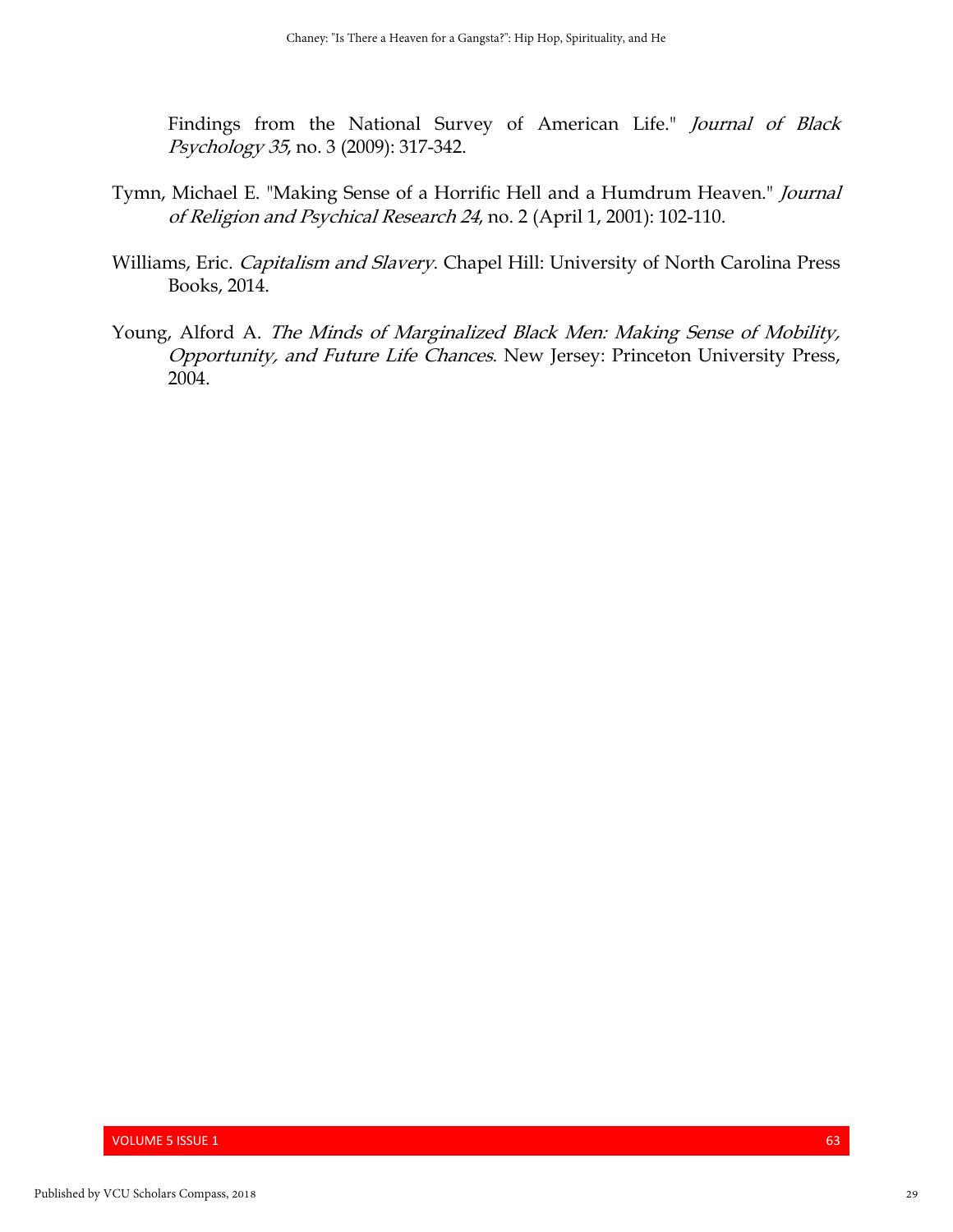Findings from the National Survey of American Life." *Journal of Black Psychology 35*, no. 3 (2009): 317-342.

Tymn, Michael E. "Making Sense of a Horrific Hell and a Humdrum Heaven." *Journal of Religion and Psychical Research 24*, no. 2 (April 1, 2001): 102-110.

Williams, Eric. *Capitalism and Slavery*. Chapel Hill: University of North Carolina Press Books, 2014.

Young, Alford A. *The Minds of Marginalized Black Men: Making Sense of Mobility, Opportunity, and Future Life Chances*. New Jersey: Princeton University Press, 2004.